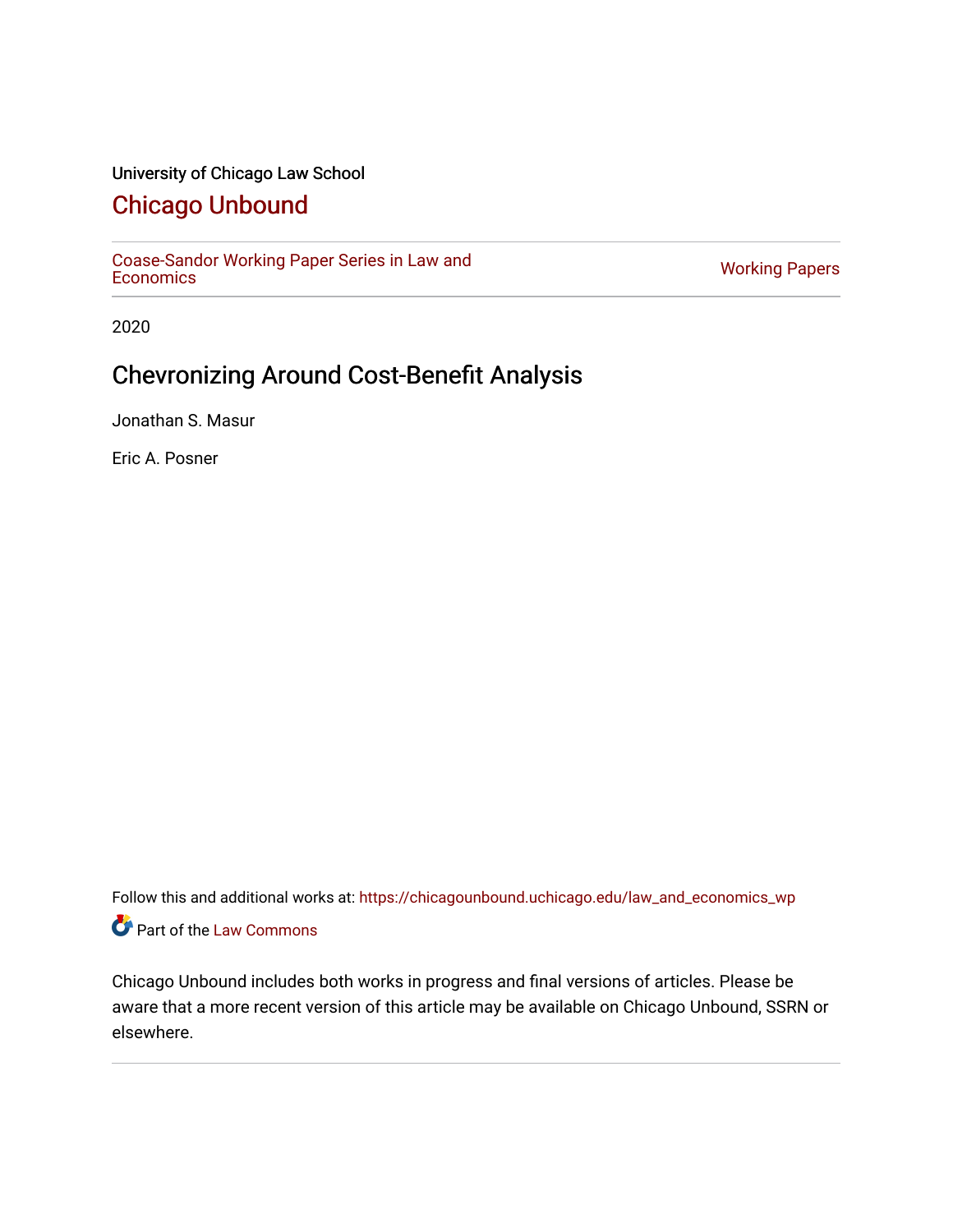University of Chicago Law School

# Chicago Unbound

Coase-Sandor Working Paper Series in Law and Economics | Working Papers

2020

## Chevronizing Around Cost-Benefit Analysis

Jonathan S. Masur

Eric A. Posner

Follow this and additional works at: https://chicagounbound.uchicago.edu/law_and_economics_wp

Part of the Law Commons

Chicago Unbound includes both works in progress and final versions of articles. Please be aware that a more recent version of this article may be available on Chicago Unbound, SSRN or elsewhere.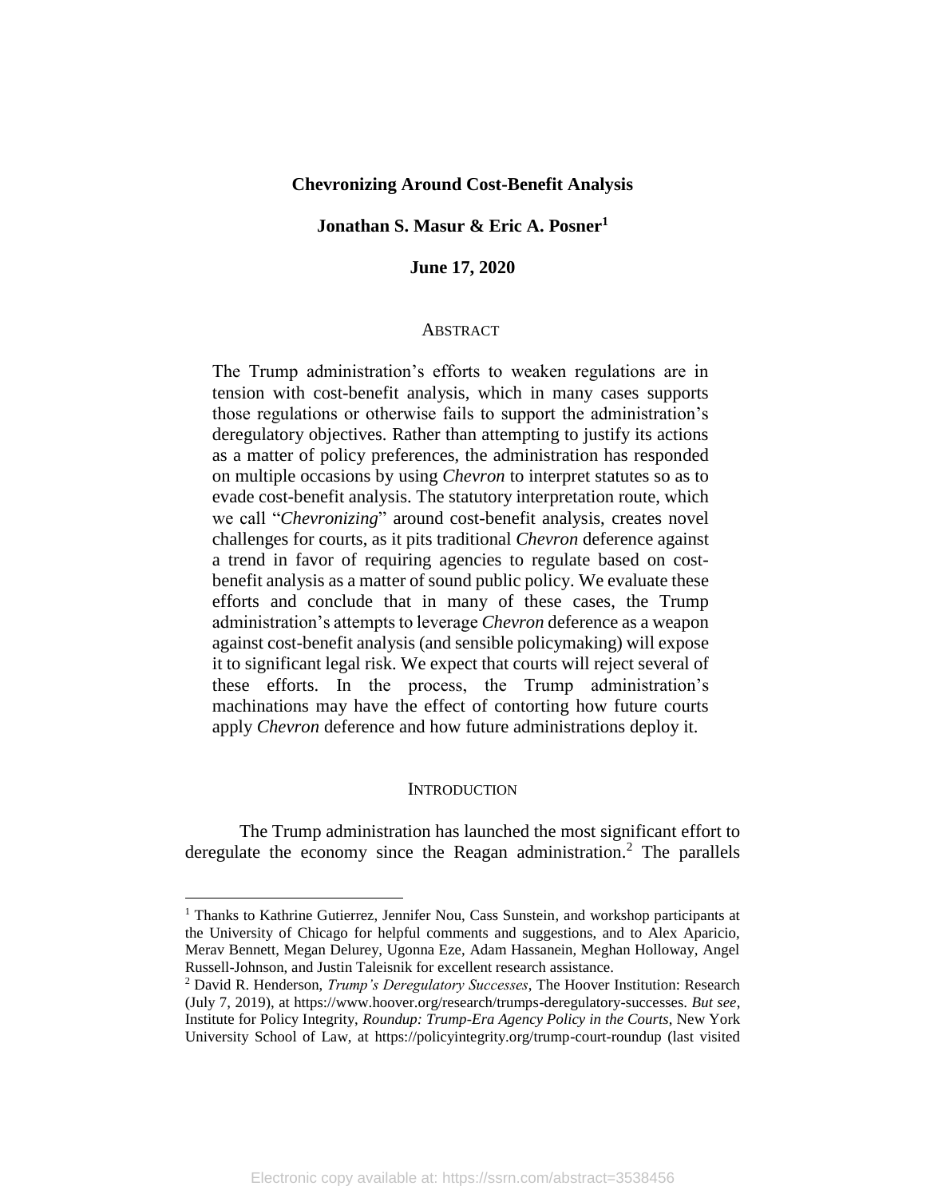**Chevronizing Around Cost-Benefit Analysis**

**Jonathan S. Masur & Eric A. Posner[1]**

**June 17, 2020**

ABSTRACT

The Trump administration's efforts to weaken regulations are in tension with cost-benefit analysis, which in many cases supports those regulations or otherwise fails to support the administration's deregulatory objectives. Rather than attempting to justify its actions as a matter of policy preferences, the administration has responded on multiple occasions by using *Chevron* to interpret statutes so as to evade cost-benefit analysis. The statutory interpretation route, which we call "*Chevronizing*" around cost-benefit analysis, creates novel challenges for courts, as it pits traditional *Chevron* deference against a trend in favor of requiring agencies to regulate based on cost-benefit analysis as a matter of sound public policy. We evaluate these efforts and conclude that in many of these cases, the Trump administration's attempts to leverage *Chevron* deference as a weapon against cost-benefit analysis (and sensible policymaking) will expose it to significant legal risk. We expect that courts will reject several of these efforts. In the process, the Trump administration's machinations may have the effect of contorting how future courts apply *Chevron* deference and how future administrations deploy it.

INTRODUCTION

The Trump administration has launched the most significant effort to deregulate the economy since the Reagan administration.[2] The parallels

---

[1] Thanks to Kathrine Gutierrez, Jennifer Nou, Cass Sunstein, and workshop participants at the University of Chicago for helpful comments and suggestions, and to Alex Aparicio, Merav Bennett, Megan Delurey, Ugonna Eze, Adam Hassanein, Meghan Holloway, Angel Russell-Johnson, and Justin Taleisnik for excellent research assistance.

[2] David R. Henderson, *Trump's Deregulatory Successes*, The Hoover Institution: Research (July 7, 2019), at https://www.hoover.org/research/trumps-deregulatory-successes. *But see*, Institute for Policy Integrity, *Roundup: Trump-Era Agency Policy in the Courts*, New York University School of Law, at https://policyintegrity.org/trump-court-roundup (last visited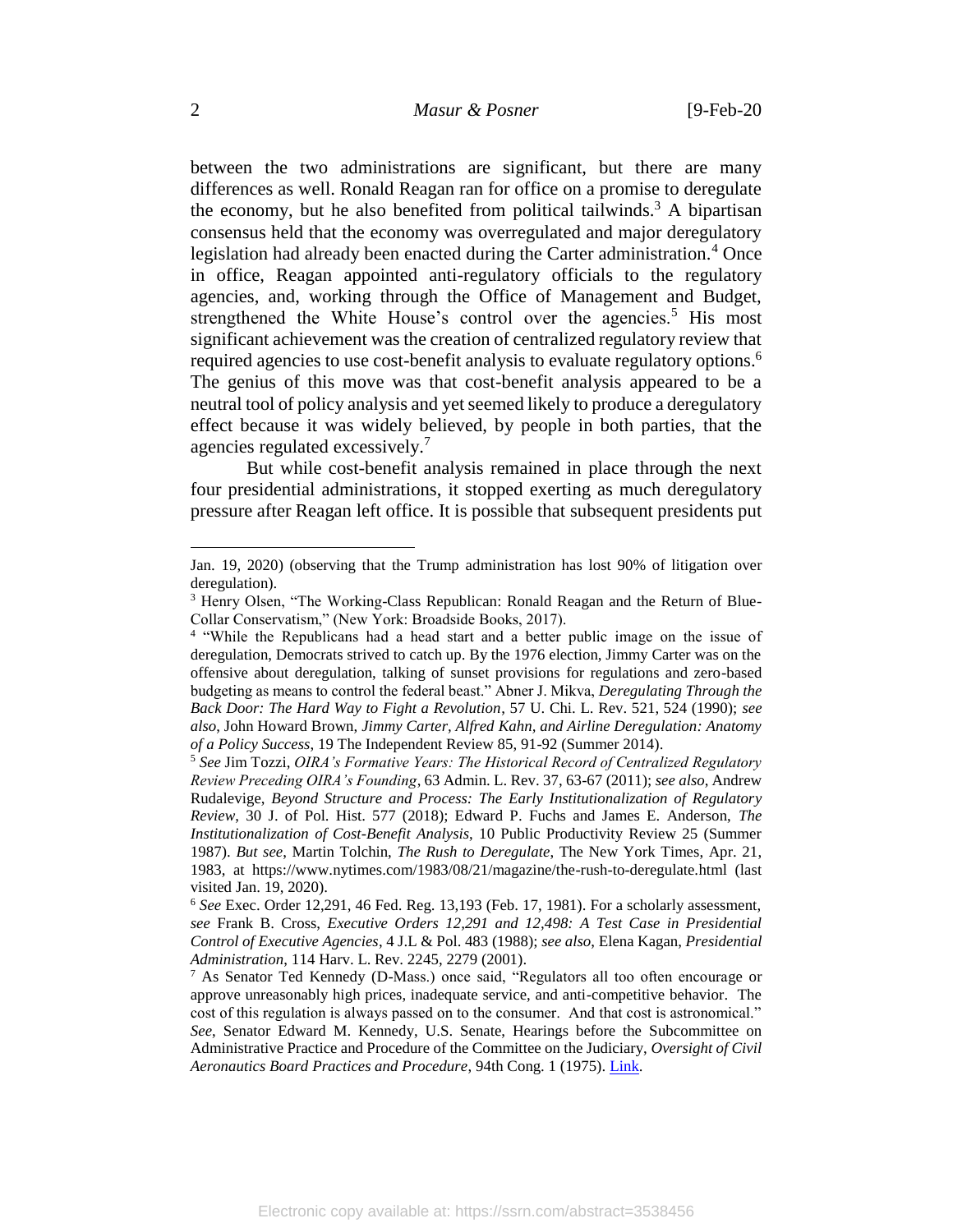between the two administrations are significant, but there are many differences as well. Ronald Reagan ran for office on a promise to deregulate the economy, but he also benefited from political tailwinds.[3] A bipartisan consensus held that the economy was overregulated and major deregulatory legislation had already been enacted during the Carter administration.[4] Once in office, Reagan appointed anti-regulatory officials to the regulatory agencies, and, working through the Office of Management and Budget, strengthened the White House's control over the agencies.[5] His most significant achievement was the creation of centralized regulatory review that required agencies to use cost-benefit analysis to evaluate regulatory options.[6] The genius of this move was that cost-benefit analysis appeared to be a neutral tool of policy analysis and yet seemed likely to produce a deregulatory effect because it was widely believed, by people in both parties, that the agencies regulated excessively.[7]

But while cost-benefit analysis remained in place through the next four presidential administrations, it stopped exerting as much deregulatory pressure after Reagan left office. It is possible that subsequent presidents put

---

Jan. 19, 2020) (observing that the Trump administration has lost 90% of litigation over deregulation).

[3] Henry Olsen, "The Working-Class Republican: Ronald Reagan and the Return of Blue-Collar Conservatism," (New York: Broadside Books, 2017).

[4] "While the Republicans had a head start and a better public image on the issue of deregulation, Democrats strived to catch up. By the 1976 election, Jimmy Carter was on the offensive about deregulation, talking of sunset provisions for regulations and zero-based budgeting as means to control the federal beast." Abner J. Mikva, *Deregulating Through the Back Door: The Hard Way to Fight a Revolution*, 57 U. Chi. L. Rev. 521, 524 (1990); *see also*, John Howard Brown, *Jimmy Carter, Alfred Kahn, and Airline Deregulation: Anatomy of a Policy Success*, 19 The Independent Review 85, 91-92 (Summer 2014).

[5] *See* Jim Tozzi, *OIRA's Formative Years: The Historical Record of Centralized Regulatory Review Preceding OIRA's Founding*, 63 Admin. L. Rev. 37, 63-67 (2011); *see also*, Andrew Rudalevige, *Beyond Structure and Process: The Early Institutionalization of Regulatory Review*, 30 J. of Pol. Hist. 577 (2018); Edward P. Fuchs and James E. Anderson, *The Institutionalization of Cost-Benefit Analysis*, 10 Public Productivity Review 25 (Summer 1987). *But see*, Martin Tolchin, *The Rush to Deregulate*, The New York Times, Apr. 21, 1983, at https://www.nytimes.com/1983/08/21/magazine/the-rush-to-deregulate.html (last visited Jan. 19, 2020).

[6] *See* Exec. Order 12,291, 46 Fed. Reg. 13,193 (Feb. 17, 1981). For a scholarly assessment, *see* Frank B. Cross, *Executive Orders 12,291 and 12,498: A Test Case in Presidential Control of Executive Agencies*, 4 J.L & Pol. 483 (1988); *see also*, Elena Kagan, *Presidential Administration*, 114 Harv. L. Rev. 2245, 2279 (2001).

[7] As Senator Ted Kennedy (D-Mass.) once said, "Regulators all too often encourage or approve unreasonably high prices, inadequate service, and anti-competitive behavior. The cost of this regulation is always passed on to the consumer. And that cost is astronomical." *See*, Senator Edward M. Kennedy, U.S. Senate, Hearings before the Subcommittee on Administrative Practice and Procedure of the Committee on the Judiciary, *Oversight of Civil Aeronautics Board Practices and Procedure*, 94th Cong. 1 (1975). Link.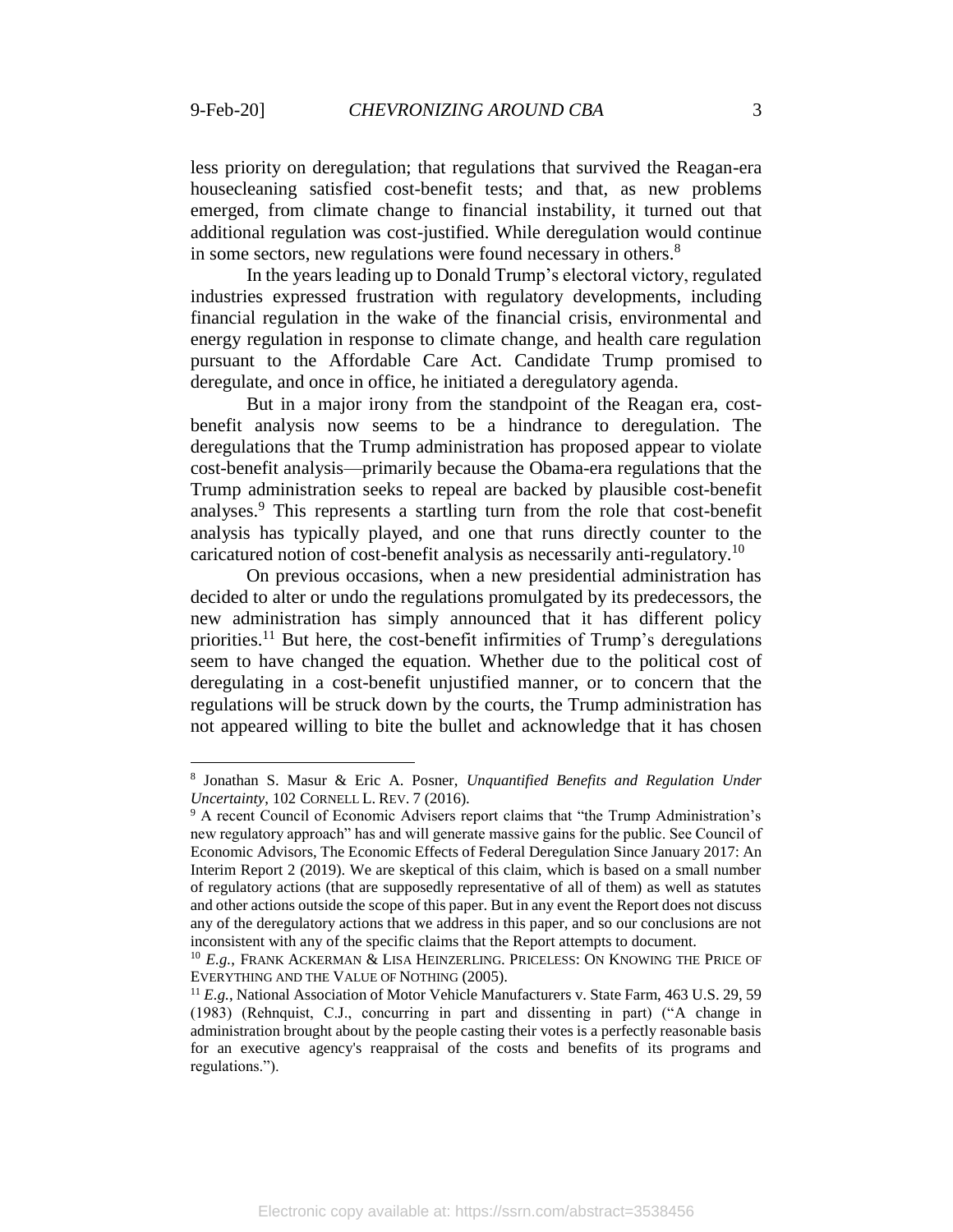less priority on deregulation; that regulations that survived the Reagan-era housecleaning satisfied cost-benefit tests; and that, as new problems emerged, from climate change to financial instability, it turned out that additional regulation was cost-justified. While deregulation would continue in some sectors, new regulations were found necessary in others.[8]

In the years leading up to Donald Trump's electoral victory, regulated industries expressed frustration with regulatory developments, including financial regulation in the wake of the financial crisis, environmental and energy regulation in response to climate change, and health care regulation pursuant to the Affordable Care Act. Candidate Trump promised to deregulate, and once in office, he initiated a deregulatory agenda.

But in a major irony from the standpoint of the Reagan era, cost-benefit analysis now seems to be a hindrance to deregulation. The deregulations that the Trump administration has proposed appear to violate cost-benefit analysis—primarily because the Obama-era regulations that the Trump administration seeks to repeal are backed by plausible cost-benefit analyses.[9] This represents a startling turn from the role that cost-benefit analysis has typically played, and one that runs directly counter to the caricatured notion of cost-benefit analysis as necessarily anti-regulatory.[10]

On previous occasions, when a new presidential administration has decided to alter or undo the regulations promulgated by its predecessors, the new administration has simply announced that it has different policy priorities.[11] But here, the cost-benefit infirmities of Trump's deregulations seem to have changed the equation. Whether due to the political cost of deregulating in a cost-benefit unjustified manner, or to concern that the regulations will be struck down by the courts, the Trump administration has not appeared willing to bite the bullet and acknowledge that it has chosen

---

[8] Jonathan S. Masur & Eric A. Posner, *Unquantified Benefits and Regulation Under Uncertainty*, 102 CORNELL L. REV. 7 (2016).

[9] A recent Council of Economic Advisers report claims that "the Trump Administration's new regulatory approach" has and will generate massive gains for the public. See Council of Economic Advisors, The Economic Effects of Federal Deregulation Since January 2017: An Interim Report 2 (2019). We are skeptical of this claim, which is based on a small number of regulatory actions (that are supposedly representative of all of them) as well as statutes and other actions outside the scope of this paper. But in any event the Report does not discuss any of the deregulatory actions that we address in this paper, and so our conclusions are not inconsistent with any of the specific claims that the Report attempts to document.

[10] *E.g.*, FRANK ACKERMAN & LISA HEINZERLING. PRICELESS: ON KNOWING THE PRICE OF EVERYTHING AND THE VALUE OF NOTHING (2005).

[11] *E.g.*, National Association of Motor Vehicle Manufacturers v. State Farm, 463 U.S. 29, 59 (1983) (Rehnquist, C.J., concurring in part and dissenting in part) ("A change in administration brought about by the people casting their votes is a perfectly reasonable basis for an executive agency's reappraisal of the costs and benefits of its programs and regulations.").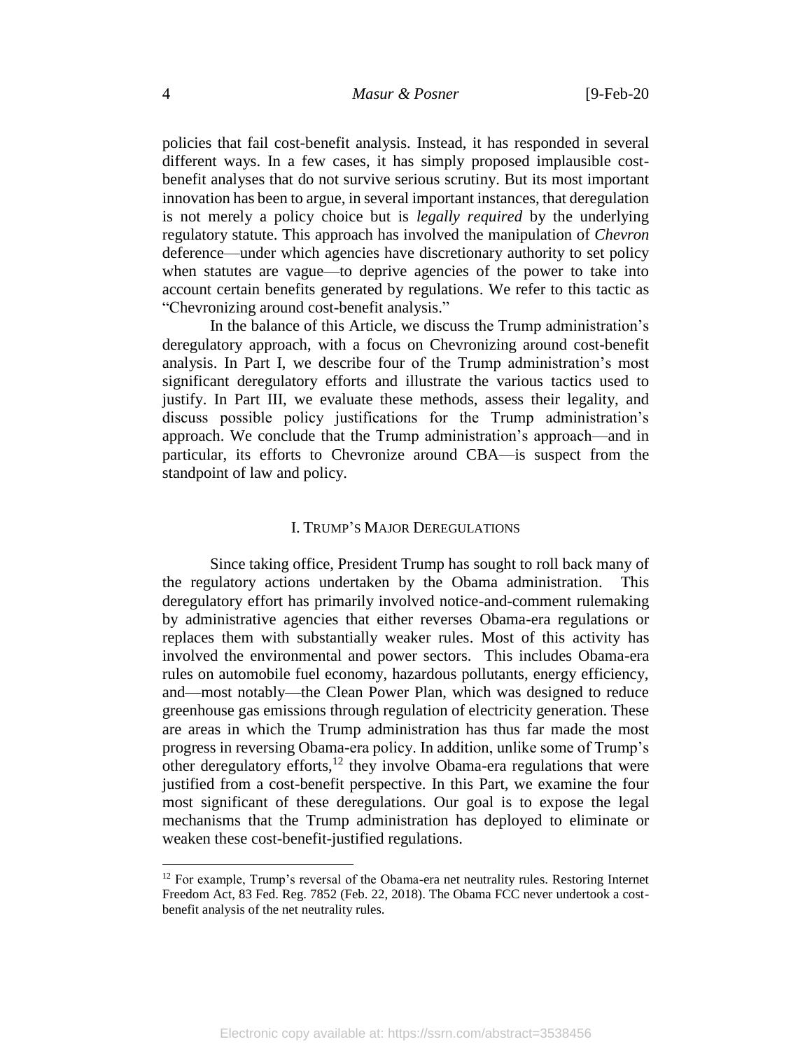policies that fail cost-benefit analysis. Instead, it has responded in several different ways. In a few cases, it has simply proposed implausible cost-benefit analyses that do not survive serious scrutiny. But its most important innovation has been to argue, in several important instances, that deregulation is not merely a policy choice but is *legally required* by the underlying regulatory statute. This approach has involved the manipulation of *Chevron* deference—under which agencies have discretionary authority to set policy when statutes are vague—to deprive agencies of the power to take into account certain benefits generated by regulations. We refer to this tactic as "Chevronizing around cost-benefit analysis."

In the balance of this Article, we discuss the Trump administration's deregulatory approach, with a focus on Chevronizing around cost-benefit analysis. In Part I, we describe four of the Trump administration's most significant deregulatory efforts and illustrate the various tactics used to justify. In Part III, we evaluate these methods, assess their legality, and discuss possible policy justifications for the Trump administration's approach. We conclude that the Trump administration's approach—and in particular, its efforts to Chevronize around CBA—is suspect from the standpoint of law and policy.

## I. TRUMP'S MAJOR DEREGULATIONS

Since taking office, President Trump has sought to roll back many of the regulatory actions undertaken by the Obama administration. This deregulatory effort has primarily involved notice-and-comment rulemaking by administrative agencies that either reverses Obama-era regulations or replaces them with substantially weaker rules. Most of this activity has involved the environmental and power sectors. This includes Obama-era rules on automobile fuel economy, hazardous pollutants, energy efficiency, and—most notably—the Clean Power Plan, which was designed to reduce greenhouse gas emissions through regulation of electricity generation. These are areas in which the Trump administration has thus far made the most progress in reversing Obama-era policy. In addition, unlike some of Trump's other deregulatory efforts,[12] they involve Obama-era regulations that were justified from a cost-benefit perspective. In this Part, we examine the four most significant of these deregulations. Our goal is to expose the legal mechanisms that the Trump administration has deployed to eliminate or weaken these cost-benefit-justified regulations.

---

[12] For example, Trump's reversal of the Obama-era net neutrality rules. Restoring Internet Freedom Act, 83 Fed. Reg. 7852 (Feb. 22, 2018). The Obama FCC never undertook a cost-benefit analysis of the net neutrality rules.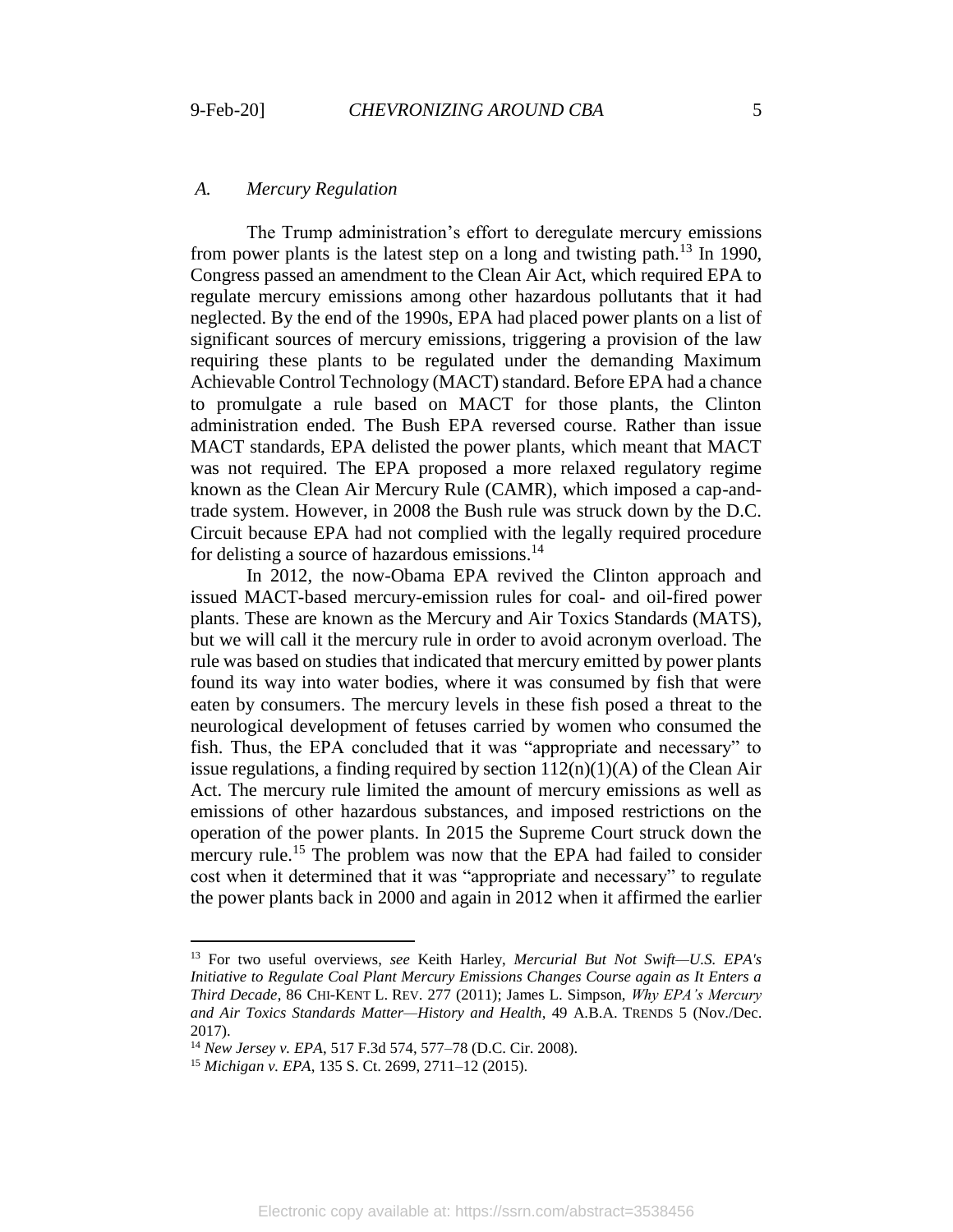### A. *Mercury Regulation*

The Trump administration's effort to deregulate mercury emissions from power plants is the latest step on a long and twisting path.[13] In 1990, Congress passed an amendment to the Clean Air Act, which required EPA to regulate mercury emissions among other hazardous pollutants that it had neglected. By the end of the 1990s, EPA had placed power plants on a list of significant sources of mercury emissions, triggering a provision of the law requiring these plants to be regulated under the demanding Maximum Achievable Control Technology (MACT) standard. Before EPA had a chance to promulgate a rule based on MACT for those plants, the Clinton administration ended. The Bush EPA reversed course. Rather than issue MACT standards, EPA delisted the power plants, which meant that MACT was not required. The EPA proposed a more relaxed regulatory regime known as the Clean Air Mercury Rule (CAMR), which imposed a cap-and-trade system. However, in 2008 the Bush rule was struck down by the D.C. Circuit because EPA had not complied with the legally required procedure for delisting a source of hazardous emissions.[14]

In 2012, the now-Obama EPA revived the Clinton approach and issued MACT-based mercury-emission rules for coal- and oil-fired power plants. These are known as the Mercury and Air Toxics Standards (MATS), but we will call it the mercury rule in order to avoid acronym overload. The rule was based on studies that indicated that mercury emitted by power plants found its way into water bodies, where it was consumed by fish that were eaten by consumers. The mercury levels in these fish posed a threat to the neurological development of fetuses carried by women who consumed the fish. Thus, the EPA concluded that it was "appropriate and necessary" to issue regulations, a finding required by section 112(n)(1)(A) of the Clean Air Act. The mercury rule limited the amount of mercury emissions as well as emissions of other hazardous substances, and imposed restrictions on the operation of the power plants. In 2015 the Supreme Court struck down the mercury rule.[15] The problem was now that the EPA had failed to consider cost when it determined that it was "appropriate and necessary" to regulate the power plants back in 2000 and again in 2012 when it affirmed the earlier

---

[13] For two useful overviews, *see* Keith Harley, *Mercurial But Not Swift—U.S. EPA's Initiative to Regulate Coal Plant Mercury Emissions Changes Course again as It Enters a Third Decade*, 86 CHI-KENT L. REV. 277 (2011); James L. Simpson, *Why EPA's Mercury and Air Toxics Standards Matter—History and Health*, 49 A.B.A. TRENDS 5 (Nov./Dec. 2017).

[14] *New Jersey v. EPA*, 517 F.3d 574, 577–78 (D.C. Cir. 2008).

[15] *Michigan v. EPA*, 135 S. Ct. 2699, 2711–12 (2015).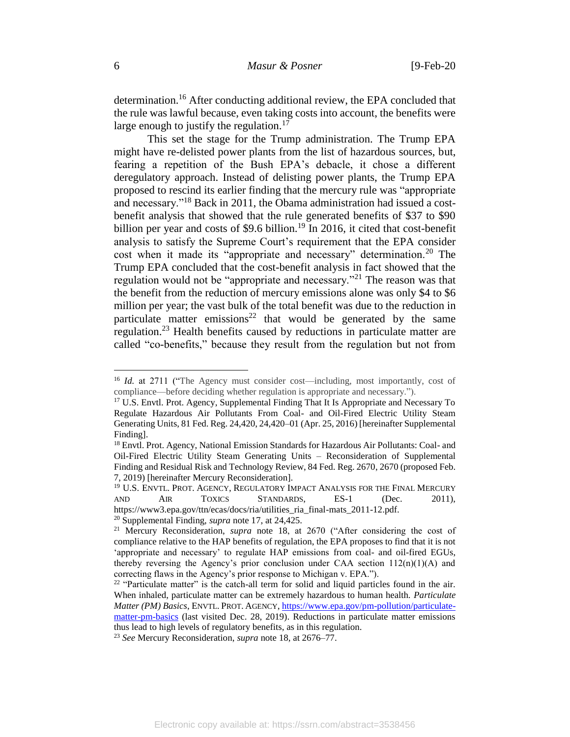determination.[16] After conducting additional review, the EPA concluded that the rule was lawful because, even taking costs into account, the benefits were large enough to justify the regulation.[17]

This set the stage for the Trump administration. The Trump EPA might have re-delisted power plants from the list of hazardous sources, but, fearing a repetition of the Bush EPA's debacle, it chose a different deregulatory approach. Instead of delisting power plants, the Trump EPA proposed to rescind its earlier finding that the mercury rule was "appropriate and necessary."[18] Back in 2011, the Obama administration had issued a cost-benefit analysis that showed that the rule generated benefits of $37 to $90 billion per year and costs of $9.6 billion.[19] In 2016, it cited that cost-benefit analysis to satisfy the Supreme Court's requirement that the EPA consider cost when it made its "appropriate and necessary" determination.[20] The Trump EPA concluded that the cost-benefit analysis in fact showed that the regulation would not be "appropriate and necessary."[21] The reason was that the benefit from the reduction of mercury emissions alone was only $4 to $6 million per year; the vast bulk of the total benefit was due to the reduction in particulate matter emissions[22] that would be generated by the same regulation.[23] Health benefits caused by reductions in particulate matter are called "co-benefits," because they result from the regulation but not from

---

[16] *Id.* at 2711 ("The Agency must consider cost—including, most importantly, cost of compliance—before deciding whether regulation is appropriate and necessary.").

[17] U.S. Envtl. Prot. Agency, Supplemental Finding That It Is Appropriate and Necessary To Regulate Hazardous Air Pollutants From Coal- and Oil-Fired Electric Utility Steam Generating Units, 81 Fed. Reg. 24,420, 24,420–01 (Apr. 25, 2016) [hereinafter Supplemental Finding].

[18] Envtl. Prot. Agency, National Emission Standards for Hazardous Air Pollutants: Coal- and Oil-Fired Electric Utility Steam Generating Units – Reconsideration of Supplemental Finding and Residual Risk and Technology Review, 84 Fed. Reg. 2670, 2670 (proposed Feb. 7, 2019) [hereinafter Mercury Reconsideration].

[19] U.S. ENVTL. PROT. AGENCY, REGULATORY IMPACT ANALYSIS FOR THE FINAL MERCURY AND AIR TOXICS STANDARDS, ES-1 (Dec. 2011), https://www3.epa.gov/ttn/ecas/docs/ria/utilities_ria_final-mats_2011-12.pdf.

[20] Supplemental Finding, *supra* note 17, at 24,425.

[21] Mercury Reconsideration, *supra* note 18, at 2670 ("After considering the cost of compliance relative to the HAP benefits of regulation, the EPA proposes to find that it is not 'appropriate and necessary' to regulate HAP emissions from coal- and oil-fired EGUs, thereby reversing the Agency's prior conclusion under CAA section 112(n)(1)(A) and correcting flaws in the Agency's prior response to Michigan v. EPA.").

[22] "Particulate matter" is the catch-all term for solid and liquid particles found in the air. When inhaled, particulate matter can be extremely hazardous to human health. *Particulate Matter (PM) Basics*, ENVTL. PROT. AGENCY, https://www.epa.gov/pm-pollution/particulate-matter-pm-basics (last visited Dec. 28, 2019). Reductions in particulate matter emissions thus lead to high levels of regulatory benefits, as in this regulation.

[23] *See* Mercury Reconsideration, *supra* note 18, at 2676–77.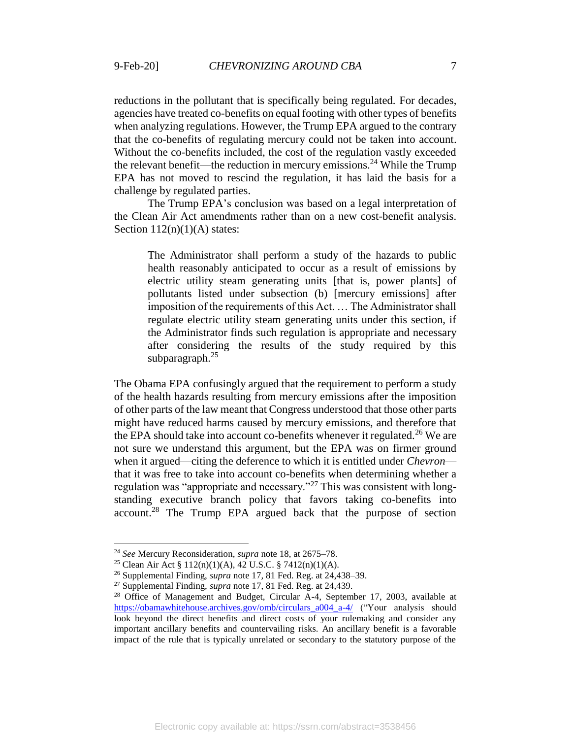reductions in the pollutant that is specifically being regulated. For decades, agencies have treated co-benefits on equal footing with other types of benefits when analyzing regulations. However, the Trump EPA argued to the contrary that the co-benefits of regulating mercury could not be taken into account. Without the co-benefits included, the cost of the regulation vastly exceeded the relevant benefit—the reduction in mercury emissions.[24] While the Trump EPA has not moved to rescind the regulation, it has laid the basis for a challenge by regulated parties.

The Trump EPA's conclusion was based on a legal interpretation of the Clean Air Act amendments rather than on a new cost-benefit analysis. Section 112(n)(1)(A) states:

> The Administrator shall perform a study of the hazards to public health reasonably anticipated to occur as a result of emissions by electric utility steam generating units [that is, power plants] of pollutants listed under subsection (b) [mercury emissions] after imposition of the requirements of this Act. … The Administrator shall regulate electric utility steam generating units under this section, if the Administrator finds such regulation is appropriate and necessary after considering the results of the study required by this subparagraph.[25]

The Obama EPA confusingly argued that the requirement to perform a study of the health hazards resulting from mercury emissions after the imposition of other parts of the law meant that Congress understood that those other parts might have reduced harms caused by mercury emissions, and therefore that the EPA should take into account co-benefits whenever it regulated.[26] We are not sure we understand this argument, but the EPA was on firmer ground when it argued—citing the deference to which it is entitled under *Chevron*—that it was free to take into account co-benefits when determining whether a regulation was "appropriate and necessary."[27] This was consistent with long-standing executive branch policy that favors taking co-benefits into account.[28] The Trump EPA argued back that the purpose of section

---

[24] *See* Mercury Reconsideration, *supra* note 18, at 2675–78.

[25] Clean Air Act § 112(n)(1)(A), 42 U.S.C. § 7412(n)(1)(A).

[26] Supplemental Finding, *supra* note 17, 81 Fed. Reg. at 24,438–39.

[27] Supplemental Finding, *supra* note 17, 81 Fed. Reg. at 24,439.

[28] Office of Management and Budget, Circular A-4, September 17, 2003, available at https://obamawhitehouse.archives.gov/omb/circulars_a004_a-4/ ("Your analysis should look beyond the direct benefits and direct costs of your rulemaking and consider any important ancillary benefits and countervailing risks. An ancillary benefit is a favorable impact of the rule that is typically unrelated or secondary to the statutory purpose of the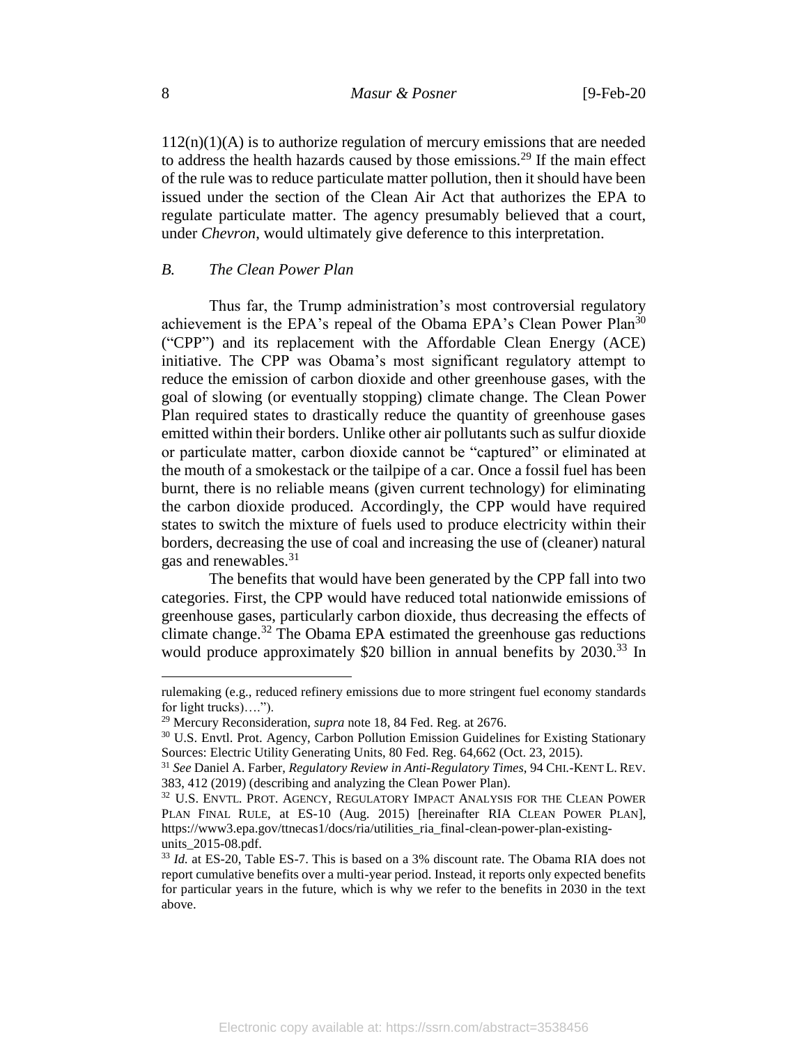112(n)(1)(A) is to authorize regulation of mercury emissions that are needed to address the health hazards caused by those emissions.[29] If the main effect of the rule was to reduce particulate matter pollution, then it should have been issued under the section of the Clean Air Act that authorizes the EPA to regulate particulate matter. The agency presumably believed that a court, under *Chevron*, would ultimately give deference to this interpretation.

### *B. The Clean Power Plan*

Thus far, the Trump administration's most controversial regulatory achievement is the EPA's repeal of the Obama EPA's Clean Power Plan[30] ("CPP") and its replacement with the Affordable Clean Energy (ACE) initiative. The CPP was Obama's most significant regulatory attempt to reduce the emission of carbon dioxide and other greenhouse gases, with the goal of slowing (or eventually stopping) climate change. The Clean Power Plan required states to drastically reduce the quantity of greenhouse gases emitted within their borders. Unlike other air pollutants such as sulfur dioxide or particulate matter, carbon dioxide cannot be "captured" or eliminated at the mouth of a smokestack or the tailpipe of a car. Once a fossil fuel has been burnt, there is no reliable means (given current technology) for eliminating the carbon dioxide produced. Accordingly, the CPP would have required states to switch the mixture of fuels used to produce electricity within their borders, decreasing the use of coal and increasing the use of (cleaner) natural gas and renewables.[31]

The benefits that would have been generated by the CPP fall into two categories. First, the CPP would have reduced total nationwide emissions of greenhouse gases, particularly carbon dioxide, thus decreasing the effects of climate change.[32] The Obama EPA estimated the greenhouse gas reductions would produce approximately $20 billion in annual benefits by 2030.[33] In

---

rulemaking (e.g., reduced refinery emissions due to more stringent fuel economy standards for light trucks)….").

[29] Mercury Reconsideration, *supra* note 18, 84 Fed. Reg. at 2676.

[30] U.S. Envtl. Prot. Agency, Carbon Pollution Emission Guidelines for Existing Stationary Sources: Electric Utility Generating Units, 80 Fed. Reg. 64,662 (Oct. 23, 2015).

[31] *See* Daniel A. Farber, *Regulatory Review in Anti-Regulatory Times*, 94 CHI.-KENT L. REV. 383, 412 (2019) (describing and analyzing the Clean Power Plan).

[32] U.S. ENVTL. PROT. AGENCY, REGULATORY IMPACT ANALYSIS FOR THE CLEAN POWER PLAN FINAL RULE, at ES-10 (Aug. 2015) [hereinafter RIA CLEAN POWER PLAN], https://www3.epa.gov/ttnecas1/docs/ria/utilities_ria_final-clean-power-plan-existing-units_2015-08.pdf.

[33] *Id.* at ES-20, Table ES-7. This is based on a 3% discount rate. The Obama RIA does not report cumulative benefits over a multi-year period. Instead, it reports only expected benefits for particular years in the future, which is why we refer to the benefits in 2030 in the text above.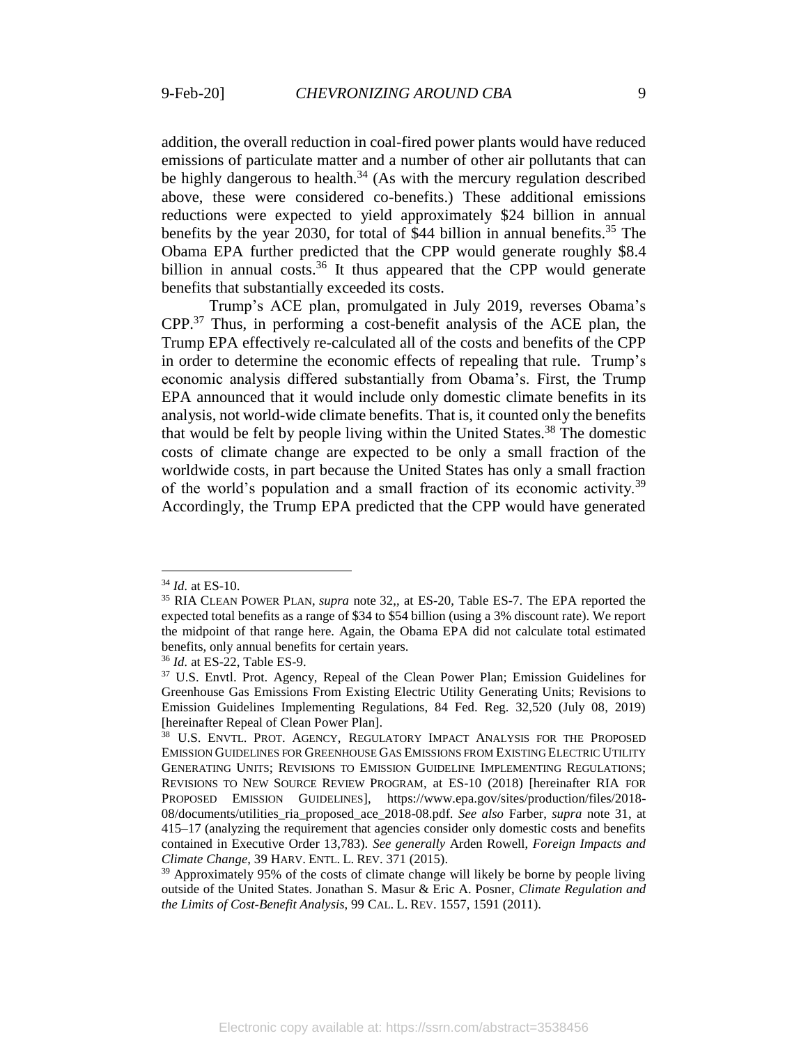addition, the overall reduction in coal-fired power plants would have reduced emissions of particulate matter and a number of other air pollutants that can be highly dangerous to health.[34] (As with the mercury regulation described above, these were considered co-benefits.) These additional emissions reductions were expected to yield approximately $24 billion in annual benefits by the year 2030, for total of $44 billion in annual benefits.[35] The Obama EPA further predicted that the CPP would generate roughly $8.4 billion in annual costs.[36] It thus appeared that the CPP would generate benefits that substantially exceeded its costs.

Trump's ACE plan, promulgated in July 2019, reverses Obama's CPP.[37] Thus, in performing a cost-benefit analysis of the ACE plan, the Trump EPA effectively re-calculated all of the costs and benefits of the CPP in order to determine the economic effects of repealing that rule. Trump's economic analysis differed substantially from Obama's. First, the Trump EPA announced that it would include only domestic climate benefits in its analysis, not world-wide climate benefits. That is, it counted only the benefits that would be felt by people living within the United States.[38] The domestic costs of climate change are expected to be only a small fraction of the worldwide costs, in part because the United States has only a small fraction of the world's population and a small fraction of its economic activity.[39] Accordingly, the Trump EPA predicted that the CPP would have generated

---

[34] *Id.* at ES-10.

[35] RIA CLEAN POWER PLAN, *supra* note 32,, at ES-20, Table ES-7. The EPA reported the expected total benefits as a range of $34 to $54 billion (using a 3% discount rate). We report the midpoint of that range here. Again, the Obama EPA did not calculate total estimated benefits, only annual benefits for certain years.

[36] *Id.* at ES-22, Table ES-9.

[37] U.S. Envtl. Prot. Agency, Repeal of the Clean Power Plan; Emission Guidelines for Greenhouse Gas Emissions From Existing Electric Utility Generating Units; Revisions to Emission Guidelines Implementing Regulations, 84 Fed. Reg. 32,520 (July 08, 2019) [hereinafter Repeal of Clean Power Plan].

[38] U.S. ENVTL. PROT. AGENCY, REGULATORY IMPACT ANALYSIS FOR THE PROPOSED EMISSION GUIDELINES FOR GREENHOUSE GAS EMISSIONS FROM EXISTING ELECTRIC UTILITY GENERATING UNITS; REVISIONS TO EMISSION GUIDELINE IMPLEMENTING REGULATIONS; REVISIONS TO NEW SOURCE REVIEW PROGRAM, at ES-10 (2018) [hereinafter RIA FOR PROPOSED EMISSION GUIDELINES], https://www.epa.gov/sites/production/files/2018-08/documents/utilities_ria_proposed_ace_2018-08.pdf. *See also* Farber, *supra* note 31, at 415–17 (analyzing the requirement that agencies consider only domestic costs and benefits contained in Executive Order 13,783). *See generally* Arden Rowell, *Foreign Impacts and Climate Change*, 39 HARV. ENTL. L. REV. 371 (2015).

[39] Approximately 95% of the costs of climate change will likely be borne by people living outside of the United States. Jonathan S. Masur & Eric A. Posner, *Climate Regulation and the Limits of Cost-Benefit Analysis,* 99 CAL. L. REV. 1557, 1591 (2011).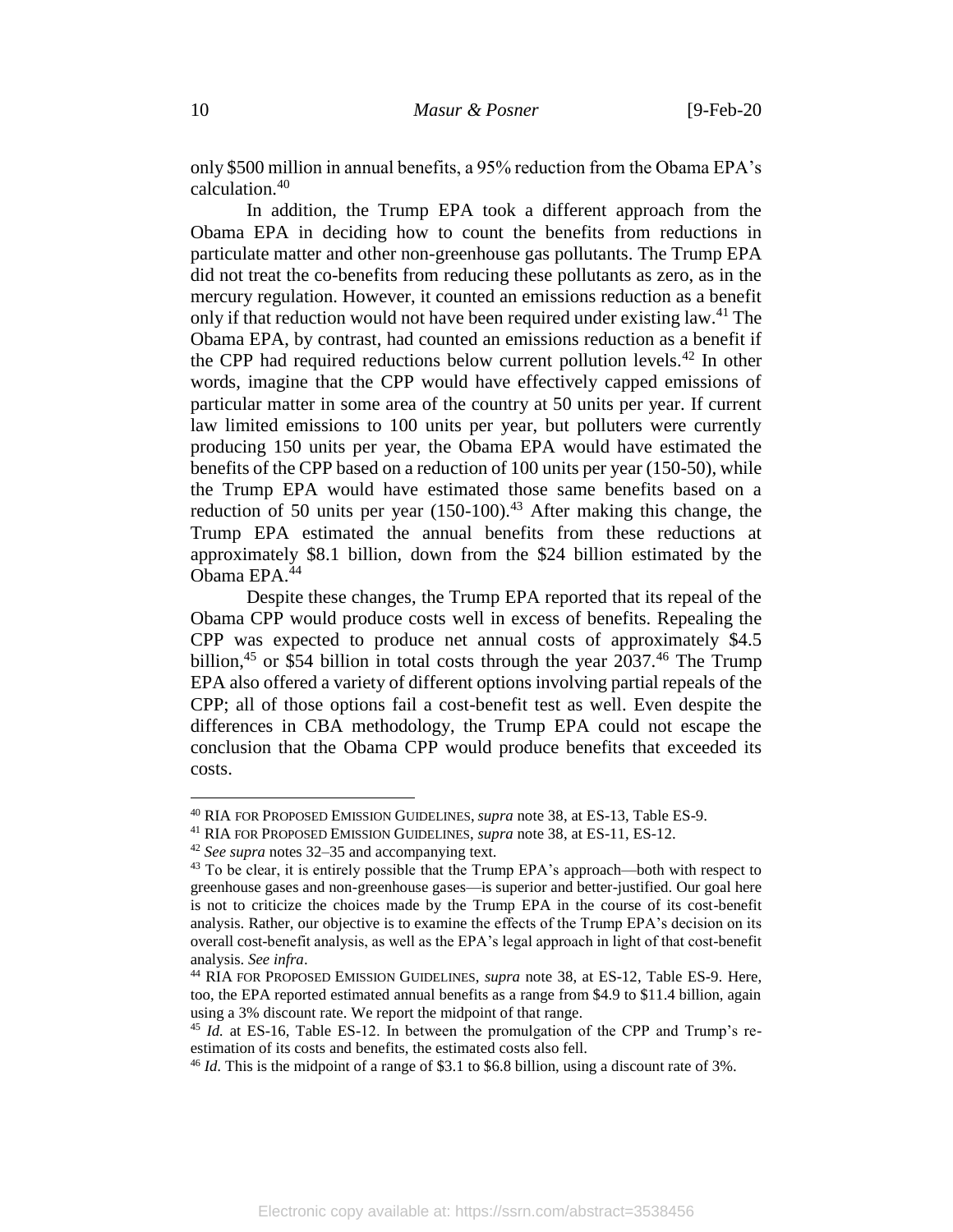only $500 million in annual benefits, a 95% reduction from the Obama EPA's calculation.[40]

In addition, the Trump EPA took a different approach from the Obama EPA in deciding how to count the benefits from reductions in particulate matter and other non-greenhouse gas pollutants. The Trump EPA did not treat the co-benefits from reducing these pollutants as zero, as in the mercury regulation. However, it counted an emissions reduction as a benefit only if that reduction would not have been required under existing law.[41] The Obama EPA, by contrast, had counted an emissions reduction as a benefit if the CPP had required reductions below current pollution levels.[42] In other words, imagine that the CPP would have effectively capped emissions of particular matter in some area of the country at 50 units per year. If current law limited emissions to 100 units per year, but polluters were currently producing 150 units per year, the Obama EPA would have estimated the benefits of the CPP based on a reduction of 100 units per year (150-50), while the Trump EPA would have estimated those same benefits based on a reduction of 50 units per year (150-100).[43] After making this change, the Trump EPA estimated the annual benefits from these reductions at approximately $8.1 billion, down from the $24 billion estimated by the Obama EPA.[44]

Despite these changes, the Trump EPA reported that its repeal of the Obama CPP would produce costs well in excess of benefits. Repealing the CPP was expected to produce net annual costs of approximately $4.5 billion,[45] or $54 billion in total costs through the year 2037.[46] The Trump EPA also offered a variety of different options involving partial repeals of the CPP; all of those options fail a cost-benefit test as well. Even despite the differences in CBA methodology, the Trump EPA could not escape the conclusion that the Obama CPP would produce benefits that exceeded its costs.

---

[40] RIA FOR PROPOSED EMISSION GUIDELINES, *supra* note 38, at ES-13, Table ES-9.

[41] RIA FOR PROPOSED EMISSION GUIDELINES, *supra* note 38, at ES-11, ES-12.

[42] *See supra* notes 32–35 and accompanying text.

[43] To be clear, it is entirely possible that the Trump EPA's approach—both with respect to greenhouse gases and non-greenhouse gases—is superior and better-justified. Our goal here is not to criticize the choices made by the Trump EPA in the course of its cost-benefit analysis. Rather, our objective is to examine the effects of the Trump EPA's decision on its overall cost-benefit analysis, as well as the EPA's legal approach in light of that cost-benefit analysis. *See infra*.

[44] RIA FOR PROPOSED EMISSION GUIDELINES, *supra* note 38, at ES-12, Table ES-9. Here, too, the EPA reported estimated annual benefits as a range from $4.9 to $11.4 billion, again using a 3% discount rate. We report the midpoint of that range.

[45] *Id.* at ES-16, Table ES-12. In between the promulgation of the CPP and Trump's re-estimation of its costs and benefits, the estimated costs also fell.

[46] *Id*. This is the midpoint of a range of $3.1 to $6.8 billion, using a discount rate of 3%.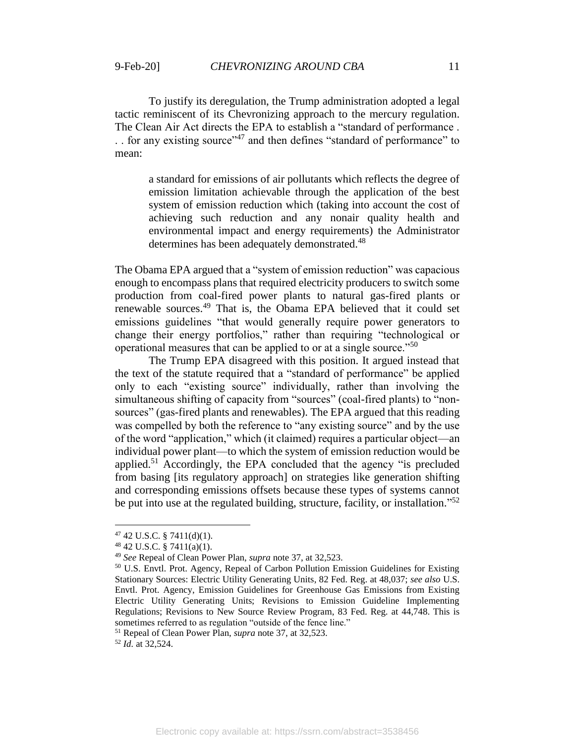To justify its deregulation, the Trump administration adopted a legal tactic reminiscent of its Chevronizing approach to the mercury regulation. The Clean Air Act directs the EPA to establish a "standard of performance . . . for any existing source"[47] and then defines "standard of performance" to mean:

> a standard for emissions of air pollutants which reflects the degree of emission limitation achievable through the application of the best system of emission reduction which (taking into account the cost of achieving such reduction and any nonair quality health and environmental impact and energy requirements) the Administrator determines has been adequately demonstrated.[48]

The Obama EPA argued that a "system of emission reduction" was capacious enough to encompass plans that required electricity producers to switch some production from coal-fired power plants to natural gas-fired plants or renewable sources.[49] That is, the Obama EPA believed that it could set emissions guidelines "that would generally require power generators to change their energy portfolios," rather than requiring "technological or operational measures that can be applied to or at a single source."[50]

The Trump EPA disagreed with this position. It argued instead that the text of the statute required that a "standard of performance" be applied only to each "existing source" individually, rather than involving the simultaneous shifting of capacity from "sources" (coal-fired plants) to "non-sources" (gas-fired plants and renewables). The EPA argued that this reading was compelled by both the reference to "any existing source" and by the use of the word "application," which (it claimed) requires a particular object—an individual power plant—to which the system of emission reduction would be applied.[51] Accordingly, the EPA concluded that the agency "is precluded from basing [its regulatory approach] on strategies like generation shifting and corresponding emissions offsets because these types of systems cannot be put into use at the regulated building, structure, facility, or installation."[52]

---

[47] 42 U.S.C. § 7411(d)(1).

[48] 42 U.S.C. § 7411(a)(1).

[49] *See* Repeal of Clean Power Plan, *supra* note 37, at 32,523.

[50] U.S. Envtl. Prot. Agency, Repeal of Carbon Pollution Emission Guidelines for Existing Stationary Sources: Electric Utility Generating Units, 82 Fed. Reg. at 48,037; *see also* U.S. Envtl. Prot. Agency, Emission Guidelines for Greenhouse Gas Emissions from Existing Electric Utility Generating Units; Revisions to Emission Guideline Implementing Regulations; Revisions to New Source Review Program, 83 Fed. Reg. at 44,748. This is sometimes referred to as regulation "outside of the fence line."

[51] Repeal of Clean Power Plan, *supra* note 37, at 32,523.

[52] *Id.* at 32,524.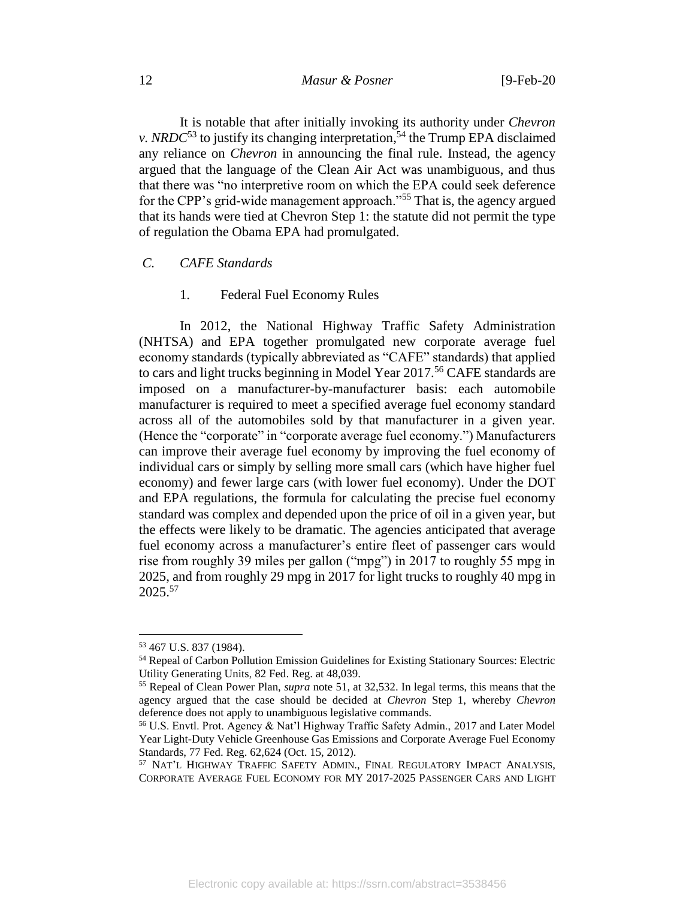It is notable that after initially invoking its authority under *Chevron v. NRDC*[53] to justify its changing interpretation,[54] the Trump EPA disclaimed any reliance on *Chevron* in announcing the final rule. Instead, the agency argued that the language of the Clean Air Act was unambiguous, and thus that there was "no interpretive room on which the EPA could seek deference for the CPP's grid-wide management approach."[55] That is, the agency argued that its hands were tied at Chevron Step 1: the statute did not permit the type of regulation the Obama EPA had promulgated.

### *C. CAFE Standards*

#### 1. Federal Fuel Economy Rules

In 2012, the National Highway Traffic Safety Administration (NHTSA) and EPA together promulgated new corporate average fuel economy standards (typically abbreviated as "CAFE" standards) that applied to cars and light trucks beginning in Model Year 2017.[56] CAFE standards are imposed on a manufacturer-by-manufacturer basis: each automobile manufacturer is required to meet a specified average fuel economy standard across all of the automobiles sold by that manufacturer in a given year. (Hence the "corporate" in "corporate average fuel economy.") Manufacturers can improve their average fuel economy by improving the fuel economy of individual cars or simply by selling more small cars (which have higher fuel economy) and fewer large cars (with lower fuel economy). Under the DOT and EPA regulations, the formula for calculating the precise fuel economy standard was complex and depended upon the price of oil in a given year, but the effects were likely to be dramatic. The agencies anticipated that average fuel economy across a manufacturer's entire fleet of passenger cars would rise from roughly 39 miles per gallon ("mpg") in 2017 to roughly 55 mpg in 2025, and from roughly 29 mpg in 2017 for light trucks to roughly 40 mpg in 2025.[57]

---

[53] 467 U.S. 837 (1984).

[54] Repeal of Carbon Pollution Emission Guidelines for Existing Stationary Sources: Electric Utility Generating Units, 82 Fed. Reg. at 48,039.

[55] Repeal of Clean Power Plan, *supra* note 51, at 32,532. In legal terms, this means that the agency argued that the case should be decided at *Chevron* Step 1, whereby *Chevron* deference does not apply to unambiguous legislative commands.

[56] U.S. Envtl. Prot. Agency & Nat'l Highway Traffic Safety Admin., 2017 and Later Model Year Light-Duty Vehicle Greenhouse Gas Emissions and Corporate Average Fuel Economy Standards, 77 Fed. Reg. 62,624 (Oct. 15, 2012).

[57] NAT'L HIGHWAY TRAFFIC SAFETY ADMIN., FINAL REGULATORY IMPACT ANALYSIS, CORPORATE AVERAGE FUEL ECONOMY FOR MY 2017-2025 PASSENGER CARS AND LIGHT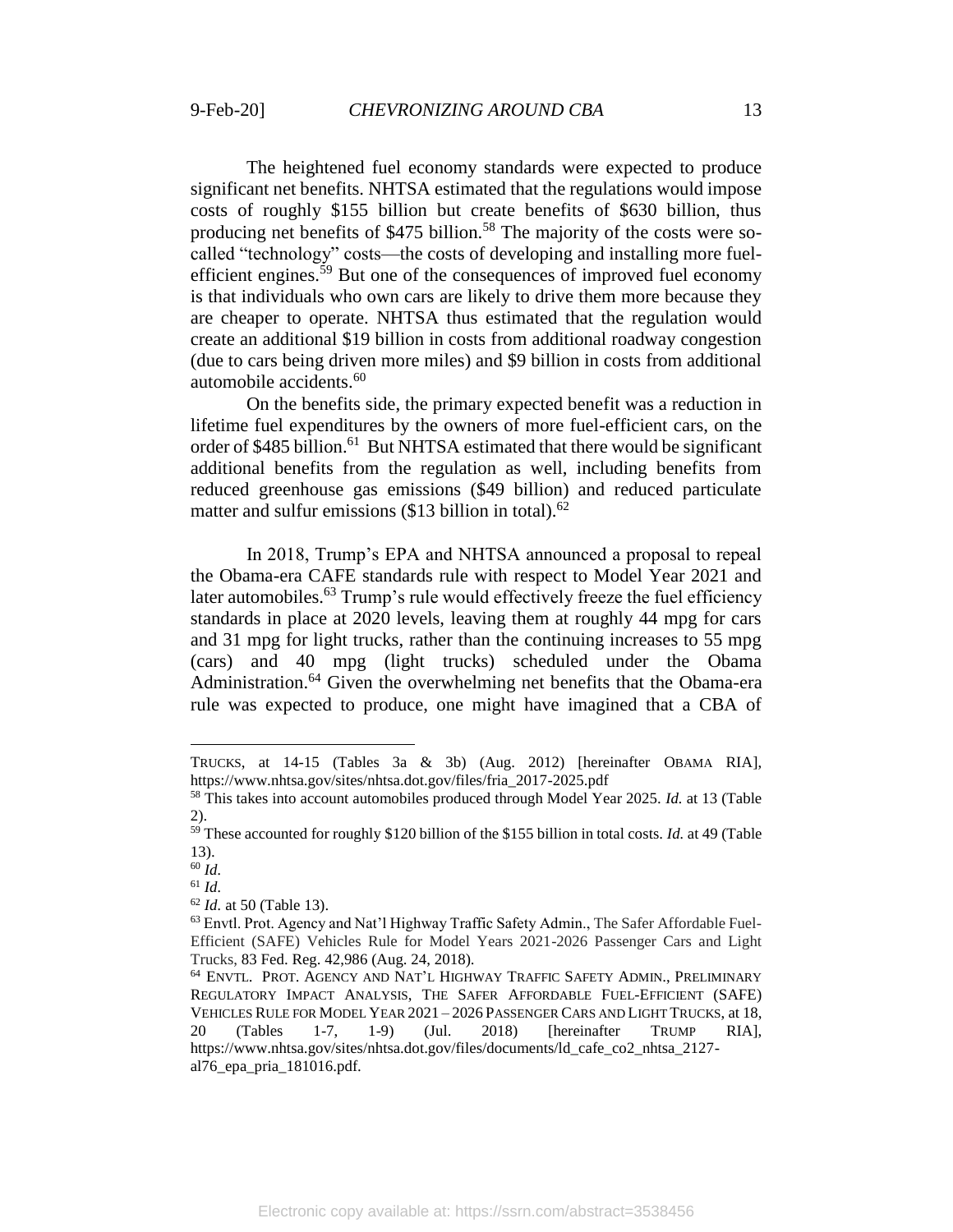The heightened fuel economy standards were expected to produce significant net benefits. NHTSA estimated that the regulations would impose costs of roughly $155 billion but create benefits of $630 billion, thus producing net benefits of $475 billion.[58] The majority of the costs were so-called "technology" costs—the costs of developing and installing more fuel-efficient engines.[59] But one of the consequences of improved fuel economy is that individuals who own cars are likely to drive them more because they are cheaper to operate. NHTSA thus estimated that the regulation would create an additional $19 billion in costs from additional roadway congestion (due to cars being driven more miles) and $9 billion in costs from additional automobile accidents.[60]

On the benefits side, the primary expected benefit was a reduction in lifetime fuel expenditures by the owners of more fuel-efficient cars, on the order of $485 billion.[61] But NHTSA estimated that there would be significant additional benefits from the regulation as well, including benefits from reduced greenhouse gas emissions ($49 billion) and reduced particulate matter and sulfur emissions ($13 billion in total).[62]

In 2018, Trump's EPA and NHTSA announced a proposal to repeal the Obama-era CAFE standards rule with respect to Model Year 2021 and later automobiles.[63] Trump's rule would effectively freeze the fuel efficiency standards in place at 2020 levels, leaving them at roughly 44 mpg for cars and 31 mpg for light trucks, rather than the continuing increases to 55 mpg (cars) and 40 mpg (light trucks) scheduled under the Obama Administration.[64] Given the overwhelming net benefits that the Obama-era rule was expected to produce, one might have imagined that a CBA of

---

TRUCKS, at 14-15 (Tables 3a & 3b) (Aug. 2012) [hereinafter OBAMA RIA], https://www.nhtsa.gov/sites/nhtsa.dot.gov/files/fria_2017-2025.pdf

[58] This takes into account automobiles produced through Model Year 2025. *Id.* at 13 (Table 2).

[59] These accounted for roughly $120 billion of the $155 billion in total costs. *Id.* at 49 (Table 13).

[60] *Id.*

[61] *Id.*

[62] *Id.* at 50 (Table 13).

[63] Envtl. Prot. Agency and Nat'l Highway Traffic Safety Admin., The Safer Affordable Fuel-Efficient (SAFE) Vehicles Rule for Model Years 2021-2026 Passenger Cars and Light Trucks, 83 Fed. Reg. 42,986 (Aug. 24, 2018).

[64] ENVTL. PROT. AGENCY AND NAT'L HIGHWAY TRAFFIC SAFETY ADMIN., PRELIMINARY REGULATORY IMPACT ANALYSIS, THE SAFER AFFORDABLE FUEL-EFFICIENT (SAFE) VEHICLES RULE FOR MODEL YEAR 2021 – 2026 PASSENGER CARS AND LIGHT TRUCKS, at 18, 20 (Tables 1-7, 1-9) (Jul. 2018) [hereinafter TRUMP RIA], https://www.nhtsa.gov/sites/nhtsa.dot.gov/files/documents/ld_cafe_co2_nhtsa_2127-al76_epa_pria_181016.pdf.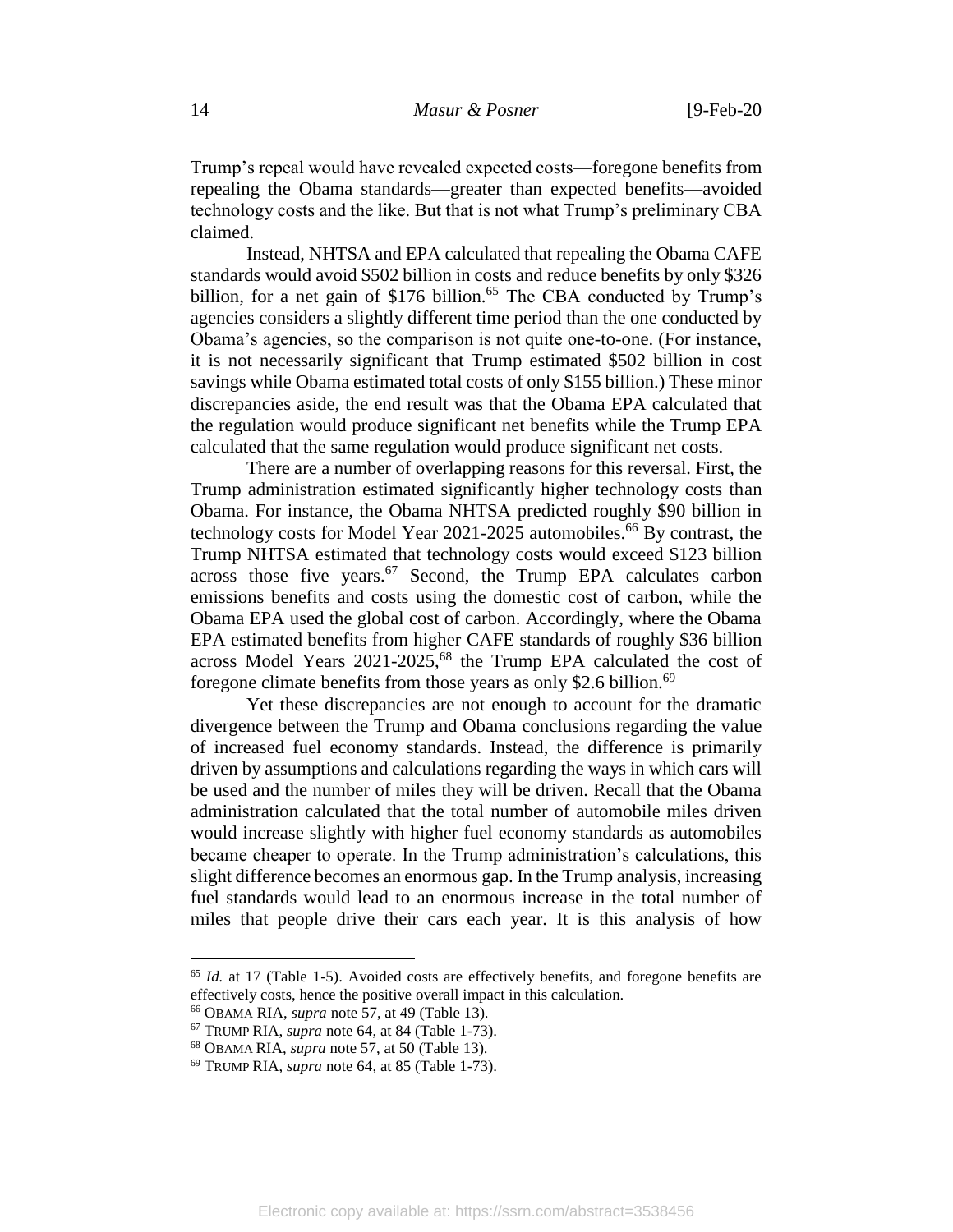Trump's repeal would have revealed expected costs—foregone benefits from repealing the Obama standards—greater than expected benefits—avoided technology costs and the like. But that is not what Trump's preliminary CBA claimed.

Instead, NHTSA and EPA calculated that repealing the Obama CAFE standards would avoid $502 billion in costs and reduce benefits by only $326 billion, for a net gain of $176 billion.[65] The CBA conducted by Trump's agencies considers a slightly different time period than the one conducted by Obama's agencies, so the comparison is not quite one-to-one. (For instance, it is not necessarily significant that Trump estimated $502 billion in cost savings while Obama estimated total costs of only $155 billion.) These minor discrepancies aside, the end result was that the Obama EPA calculated that the regulation would produce significant net benefits while the Trump EPA calculated that the same regulation would produce significant net costs.

There are a number of overlapping reasons for this reversal. First, the Trump administration estimated significantly higher technology costs than Obama. For instance, the Obama NHTSA predicted roughly $90 billion in technology costs for Model Year 2021-2025 automobiles.[66] By contrast, the Trump NHTSA estimated that technology costs would exceed $123 billion across those five years.[67] Second, the Trump EPA calculates carbon emissions benefits and costs using the domestic cost of carbon, while the Obama EPA used the global cost of carbon. Accordingly, where the Obama EPA estimated benefits from higher CAFE standards of roughly $36 billion across Model Years 2021-2025,[68] the Trump EPA calculated the cost of foregone climate benefits from those years as only $2.6 billion.[69]

Yet these discrepancies are not enough to account for the dramatic divergence between the Trump and Obama conclusions regarding the value of increased fuel economy standards. Instead, the difference is primarily driven by assumptions and calculations regarding the ways in which cars will be used and the number of miles they will be driven. Recall that the Obama administration calculated that the total number of automobile miles driven would increase slightly with higher fuel economy standards as automobiles became cheaper to operate. In the Trump administration's calculations, this slight difference becomes an enormous gap. In the Trump analysis, increasing fuel standards would lead to an enormous increase in the total number of miles that people drive their cars each year. It is this analysis of how

---

[65] *Id.* at 17 (Table 1-5). Avoided costs are effectively benefits, and foregone benefits are effectively costs, hence the positive overall impact in this calculation.

[66] OBAMA RIA, *supra* note 57, at 49 (Table 13).

[67] TRUMP RIA, *supra* note 64, at 84 (Table 1-73).

[68] OBAMA RIA, *supra* note 57, at 50 (Table 13).

[69] TRUMP RIA, *supra* note 64, at 85 (Table 1-73).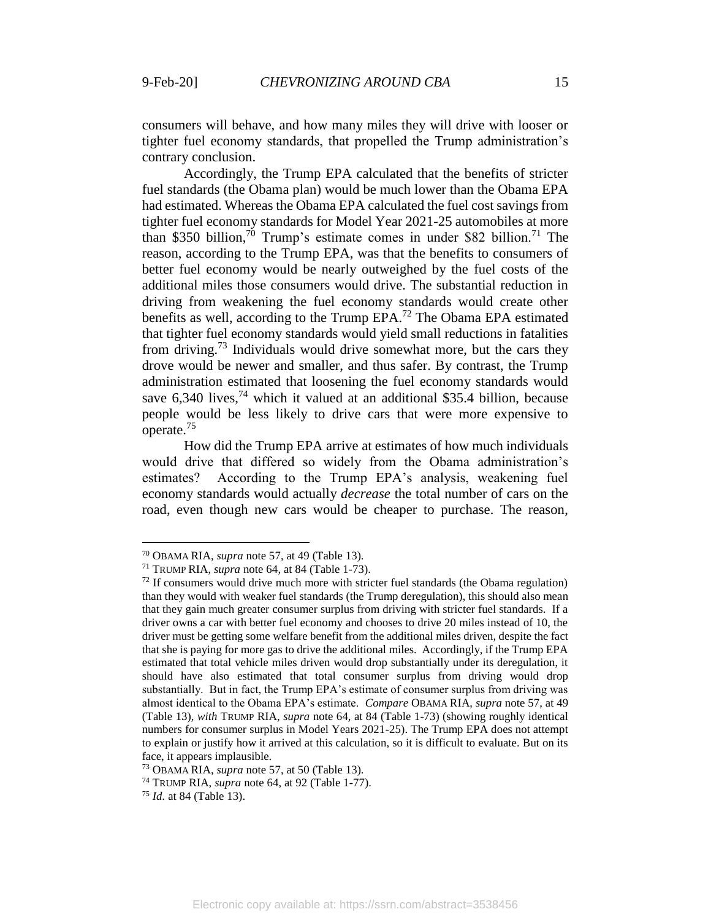consumers will behave, and how many miles they will drive with looser or tighter fuel economy standards, that propelled the Trump administration's contrary conclusion.

Accordingly, the Trump EPA calculated that the benefits of stricter fuel standards (the Obama plan) would be much lower than the Obama EPA had estimated. Whereas the Obama EPA calculated the fuel cost savings from tighter fuel economy standards for Model Year 2021-25 automobiles at more than $350 billion,[70] Trump's estimate comes in under $82 billion.[71] The reason, according to the Trump EPA, was that the benefits to consumers of better fuel economy would be nearly outweighed by the fuel costs of the additional miles those consumers would drive. The substantial reduction in driving from weakening the fuel economy standards would create other benefits as well, according to the Trump EPA.[72] The Obama EPA estimated that tighter fuel economy standards would yield small reductions in fatalities from driving.[73] Individuals would drive somewhat more, but the cars they drove would be newer and smaller, and thus safer. By contrast, the Trump administration estimated that loosening the fuel economy standards would save 6,340 lives,[74] which it valued at an additional $35.4 billion, because people would be less likely to drive cars that were more expensive to operate.[75]

How did the Trump EPA arrive at estimates of how much individuals would drive that differed so widely from the Obama administration's estimates? According to the Trump EPA's analysis, weakening fuel economy standards would actually *decrease* the total number of cars on the road, even though new cars would be cheaper to purchase. The reason,

---

[70] OBAMA RIA, *supra* note 57, at 49 (Table 13).

[71] TRUMP RIA, *supra* note 64, at 84 (Table 1-73).

[72] If consumers would drive much more with stricter fuel standards (the Obama regulation) than they would with weaker fuel standards (the Trump deregulation), this should also mean that they gain much greater consumer surplus from driving with stricter fuel standards. If a driver owns a car with better fuel economy and chooses to drive 20 miles instead of 10, the driver must be getting some welfare benefit from the additional miles driven, despite the fact that she is paying for more gas to drive the additional miles. Accordingly, if the Trump EPA estimated that total vehicle miles driven would drop substantially under its deregulation, it should have also estimated that total consumer surplus from driving would drop substantially. But in fact, the Trump EPA's estimate of consumer surplus from driving was almost identical to the Obama EPA's estimate. *Compare* OBAMA RIA, *supra* note 57, at 49 (Table 13), *with* TRUMP RIA, *supra* note 64, at 84 (Table 1-73) (showing roughly identical numbers for consumer surplus in Model Years 2021-25). The Trump EPA does not attempt to explain or justify how it arrived at this calculation, so it is difficult to evaluate. But on its face, it appears implausible.

[73] OBAMA RIA, *supra* note 57, at 50 (Table 13).

[74] TRUMP RIA, *supra* note 64, at 92 (Table 1-77).

[75] *Id.* at 84 (Table 13).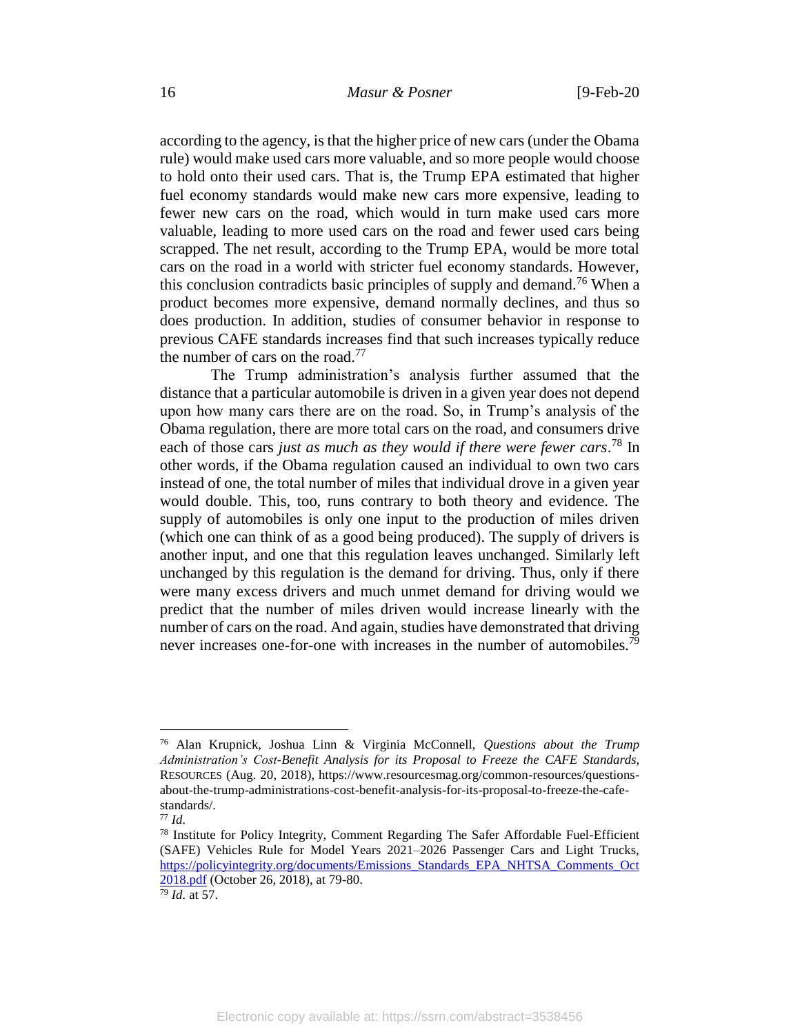according to the agency, is that the higher price of new cars (under the Obama rule) would make used cars more valuable, and so more people would choose to hold onto their used cars. That is, the Trump EPA estimated that higher fuel economy standards would make new cars more expensive, leading to fewer new cars on the road, which would in turn make used cars more valuable, leading to more used cars on the road and fewer used cars being scrapped. The net result, according to the Trump EPA, would be more total cars on the road in a world with stricter fuel economy standards. However, this conclusion contradicts basic principles of supply and demand.[76] When a product becomes more expensive, demand normally declines, and thus so does production. In addition, studies of consumer behavior in response to previous CAFE standards increases find that such increases typically reduce the number of cars on the road.[77]

The Trump administration's analysis further assumed that the distance that a particular automobile is driven in a given year does not depend upon how many cars there are on the road. So, in Trump's analysis of the Obama regulation, there are more total cars on the road, and consumers drive each of those cars *just as much as they would if there were fewer cars*.[78] In other words, if the Obama regulation caused an individual to own two cars instead of one, the total number of miles that individual drove in a given year would double. This, too, runs contrary to both theory and evidence. The supply of automobiles is only one input to the production of miles driven (which one can think of as a good being produced). The supply of drivers is another input, and one that this regulation leaves unchanged. Similarly left unchanged by this regulation is the demand for driving. Thus, only if there were many excess drivers and much unmet demand for driving would we predict that the number of miles driven would increase linearly with the number of cars on the road. And again, studies have demonstrated that driving never increases one-for-one with increases in the number of automobiles.[79]

---

[76] Alan Krupnick, Joshua Linn & Virginia McConnell, *Questions about the Trump Administration's Cost-Benefit Analysis for its Proposal to Freeze the CAFE Standards*, RESOURCES (Aug. 20, 2018), https://www.resourcesmag.org/common-resources/questions-about-the-trump-administrations-cost-benefit-analysis-for-its-proposal-to-freeze-the-cafe-standards/.

[77] *Id.*

[78] Institute for Policy Integrity, Comment Regarding The Safer Affordable Fuel-Efficient (SAFE) Vehicles Rule for Model Years 2021–2026 Passenger Cars and Light Trucks, https://policyintegrity.org/documents/Emissions_Standards_EPA_NHTSA_Comments_Oct2018.pdf (October 26, 2018), at 79-80.

[79] *Id.* at 57.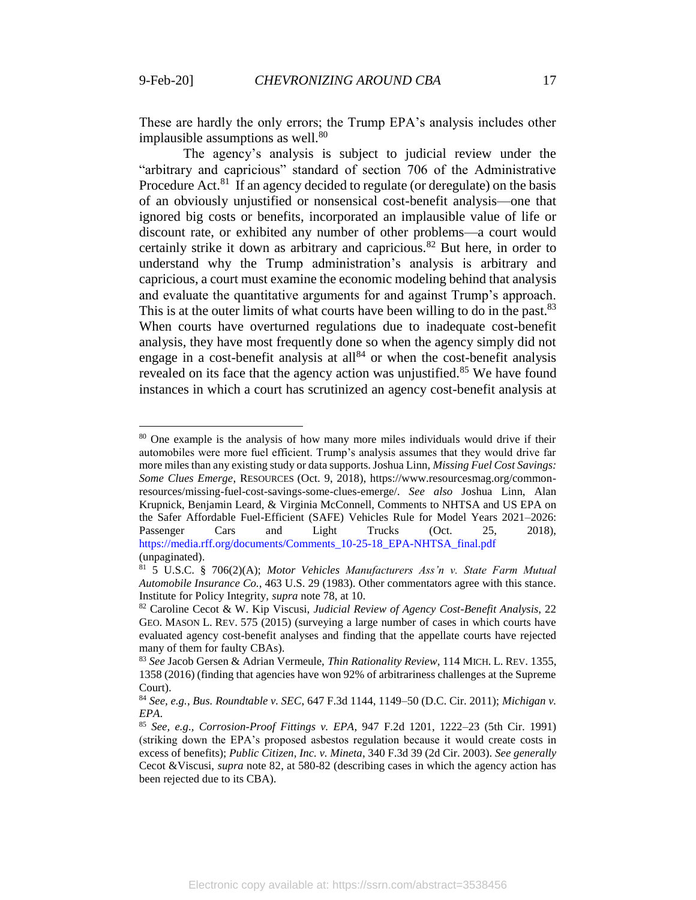These are hardly the only errors; the Trump EPA's analysis includes other implausible assumptions as well.[80]

The agency's analysis is subject to judicial review under the "arbitrary and capricious" standard of section 706 of the Administrative Procedure Act.[81] If an agency decided to regulate (or deregulate) on the basis of an obviously unjustified or nonsensical cost-benefit analysis—one that ignored big costs or benefits, incorporated an implausible value of life or discount rate, or exhibited any number of other problems—a court would certainly strike it down as arbitrary and capricious.[82] But here, in order to understand why the Trump administration's analysis is arbitrary and capricious, a court must examine the economic modeling behind that analysis and evaluate the quantitative arguments for and against Trump's approach. This is at the outer limits of what courts have been willing to do in the past.[83] When courts have overturned regulations due to inadequate cost-benefit analysis, they have most frequently done so when the agency simply did not engage in a cost-benefit analysis at all[84] or when the cost-benefit analysis revealed on its face that the agency action was unjustified.[85] We have found instances in which a court has scrutinized an agency cost-benefit analysis at

---

[80] One example is the analysis of how many more miles individuals would drive if their automobiles were more fuel efficient. Trump's analysis assumes that they would drive far more miles than any existing study or data supports. Joshua Linn, *Missing Fuel Cost Savings: Some Clues Emerge*, RESOURCES (Oct. 9, 2018), https://www.resourcesmag.org/common-resources/missing-fuel-cost-savings-some-clues-emerge/. *See also* Joshua Linn, Alan Krupnick, Benjamin Leard, & Virginia McConnell, Comments to NHTSA and US EPA on the Safer Affordable Fuel-Efficient (SAFE) Vehicles Rule for Model Years 2021–2026: Passenger Cars and Light Trucks (Oct. 25, 2018), https://media.rff.org/documents/Comments_10-25-18_EPA-NHTSA_final.pdf (unpaginated).

[81] 5 U.S.C. § 706(2)(A); *Motor Vehicles Manufacturers Ass'n v. State Farm Mutual Automobile Insurance Co.*, 463 U.S. 29 (1983). Other commentators agree with this stance. Institute for Policy Integrity, *supra* note 78, at 10.

[82] Caroline Cecot & W. Kip Viscusi, *Judicial Review of Agency Cost-Benefit Analysis*, 22 GEO. MASON L. REV. 575 (2015) (surveying a large number of cases in which courts have evaluated agency cost-benefit analyses and finding that the appellate courts have rejected many of them for faulty CBAs).

[83] *See* Jacob Gersen & Adrian Vermeule, *Thin Rationality Review*, 114 MICH. L. REV. 1355, 1358 (2016) (finding that agencies have won 92% of arbitrariness challenges at the Supreme Court).

[84] *See, e.g.*, *Bus. Roundtable v. SEC*, 647 F.3d 1144, 1149–50 (D.C. Cir. 2011); *Michigan v. EPA*.

[85] *See, e.g.*, *Corrosion-Proof Fittings v. EPA*, 947 F.2d 1201, 1222–23 (5th Cir. 1991) (striking down the EPA's proposed asbestos regulation because it would create costs in excess of benefits); *Public Citizen, Inc. v. Mineta*, 340 F.3d 39 (2d Cir. 2003). *See generally* Cecot &Viscusi, *supra* note 82, at 580-82 (describing cases in which the agency action has been rejected due to its CBA).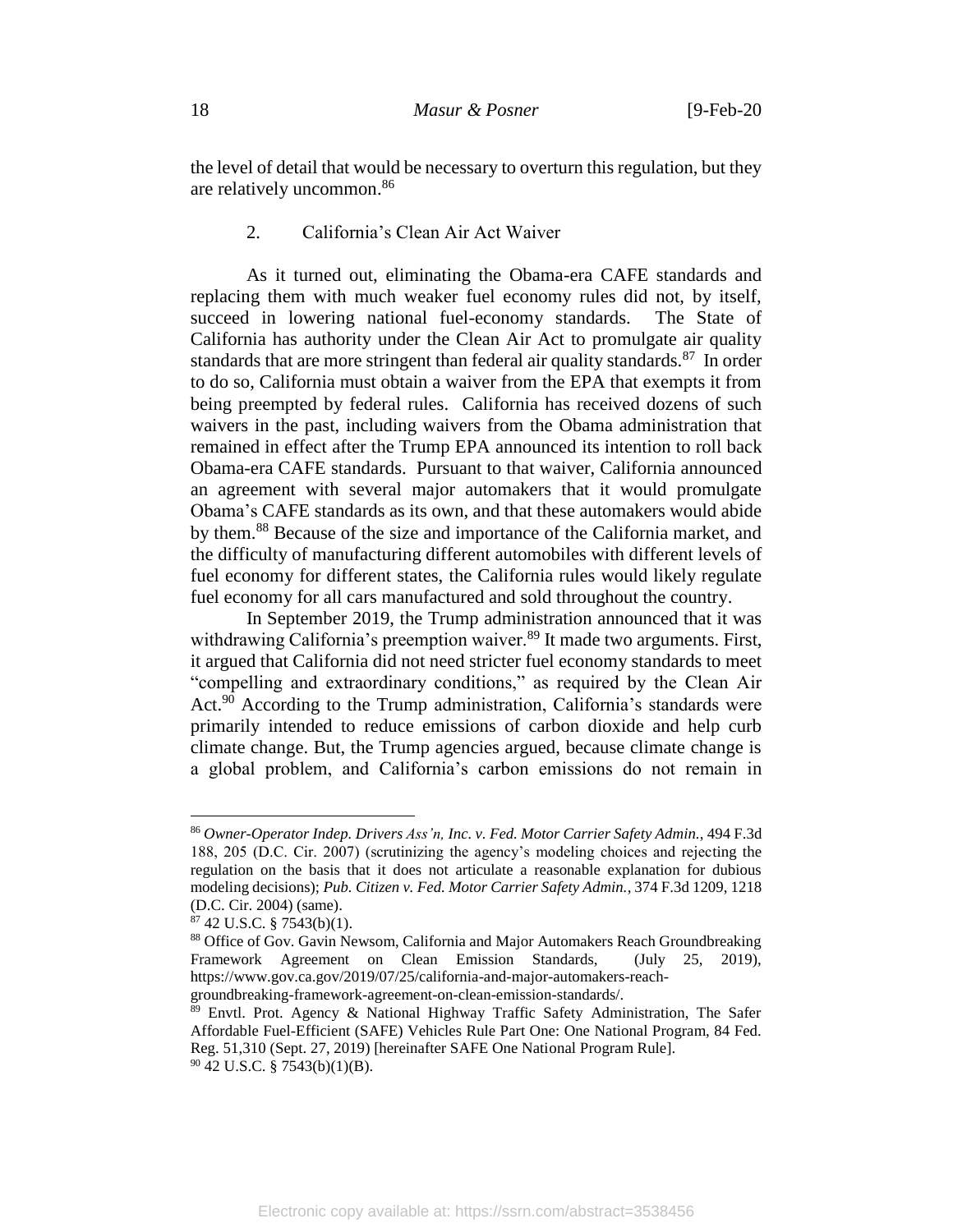the level of detail that would be necessary to overturn this regulation, but they are relatively uncommon.[86]

### 2. California's Clean Air Act Waiver

As it turned out, eliminating the Obama-era CAFE standards and replacing them with much weaker fuel economy rules did not, by itself, succeed in lowering national fuel-economy standards. The State of California has authority under the Clean Air Act to promulgate air quality standards that are more stringent than federal air quality standards.[87] In order to do so, California must obtain a waiver from the EPA that exempts it from being preempted by federal rules. California has received dozens of such waivers in the past, including waivers from the Obama administration that remained in effect after the Trump EPA announced its intention to roll back Obama-era CAFE standards. Pursuant to that waiver, California announced an agreement with several major automakers that it would promulgate Obama's CAFE standards as its own, and that these automakers would abide by them.[88] Because of the size and importance of the California market, and the difficulty of manufacturing different automobiles with different levels of fuel economy for different states, the California rules would likely regulate fuel economy for all cars manufactured and sold throughout the country.

In September 2019, the Trump administration announced that it was withdrawing California's preemption waiver.[89] It made two arguments. First, it argued that California did not need stricter fuel economy standards to meet "compelling and extraordinary conditions," as required by the Clean Air Act.[90] According to the Trump administration, California's standards were primarily intended to reduce emissions of carbon dioxide and help curb climate change. But, the Trump agencies argued, because climate change is a global problem, and California's carbon emissions do not remain in

---

[86] *Owner-Operator Indep. Drivers Ass'n, Inc. v. Fed. Motor Carrier Safety Admin.*, 494 F.3d 188, 205 (D.C. Cir. 2007) (scrutinizing the agency's modeling choices and rejecting the regulation on the basis that it does not articulate a reasonable explanation for dubious modeling decisions); *Pub. Citizen v. Fed. Motor Carrier Safety Admin.*, 374 F.3d 1209, 1218 (D.C. Cir. 2004) (same).

[87] 42 U.S.C. § 7543(b)(1).

[88] Office of Gov. Gavin Newsom, California and Major Automakers Reach Groundbreaking Framework Agreement on Clean Emission Standards, (July 25, 2019), https://www.gov.ca.gov/2019/07/25/california-and-major-automakers-reach-groundbreaking-framework-agreement-on-clean-emission-standards/.

[89] Envtl. Prot. Agency & National Highway Traffic Safety Administration, The Safer Affordable Fuel-Efficient (SAFE) Vehicles Rule Part One: One National Program, 84 Fed. Reg. 51,310 (Sept. 27, 2019) [hereinafter SAFE One National Program Rule].

[90] 42 U.S.C. § 7543(b)(1)(B).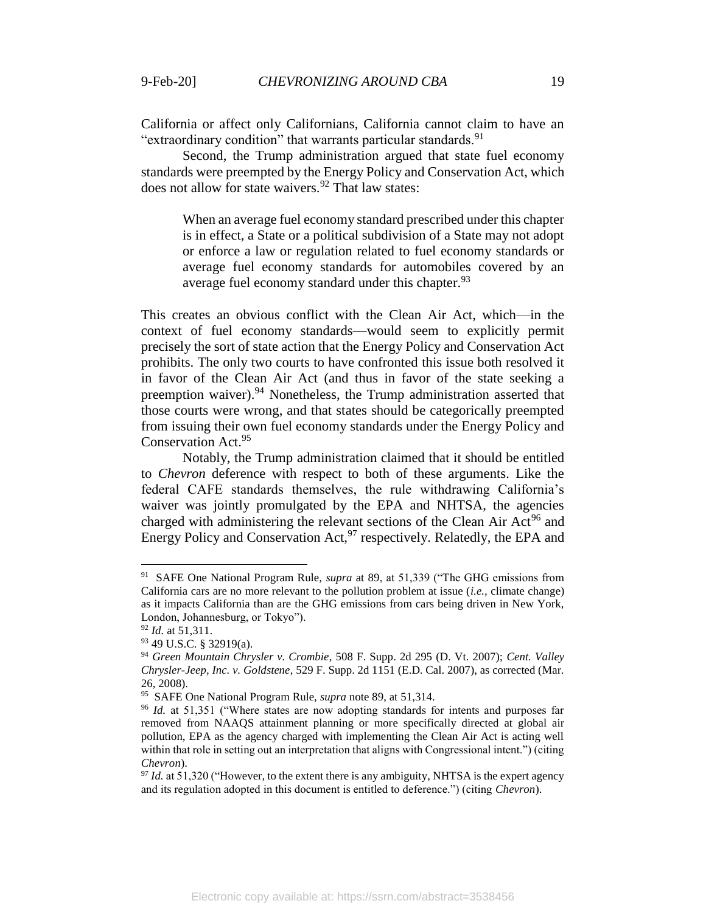California or affect only Californians, California cannot claim to have an "extraordinary condition" that warrants particular standards.[91]

Second, the Trump administration argued that state fuel economy standards were preempted by the Energy Policy and Conservation Act, which does not allow for state waivers.[92] That law states:

> When an average fuel economy standard prescribed under this chapter is in effect, a State or a political subdivision of a State may not adopt or enforce a law or regulation related to fuel economy standards or average fuel economy standards for automobiles covered by an average fuel economy standard under this chapter.[93]

This creates an obvious conflict with the Clean Air Act, which—in the context of fuel economy standards—would seem to explicitly permit precisely the sort of state action that the Energy Policy and Conservation Act prohibits. The only two courts to have confronted this issue both resolved it in favor of the Clean Air Act (and thus in favor of the state seeking a preemption waiver).[94] Nonetheless, the Trump administration asserted that those courts were wrong, and that states should be categorically preempted from issuing their own fuel economy standards under the Energy Policy and Conservation Act.[95]

Notably, the Trump administration claimed that it should be entitled to *Chevron* deference with respect to both of these arguments. Like the federal CAFE standards themselves, the rule withdrawing California's waiver was jointly promulgated by the EPA and NHTSA, the agencies charged with administering the relevant sections of the Clean Air Act[96] and Energy Policy and Conservation Act,[97] respectively. Relatedly, the EPA and

---

[91] SAFE One National Program Rule, *supra* at 89, at 51,339 ("The GHG emissions from California cars are no more relevant to the pollution problem at issue (*i.e.*, climate change) as it impacts California than are the GHG emissions from cars being driven in New York, London, Johannesburg, or Tokyo").

[92] *Id.* at 51,311.

[93] 49 U.S.C. § 32919(a).

[94] *Green Mountain Chrysler v. Crombie*, 508 F. Supp. 2d 295 (D. Vt. 2007); *Cent. Valley Chrysler-Jeep, Inc. v. Goldstene*, 529 F. Supp. 2d 1151 (E.D. Cal. 2007), as corrected (Mar. 26, 2008).

[95] SAFE One National Program Rule, *supra* note 89, at 51,314.

[96] *Id.* at 51,351 ("Where states are now adopting standards for intents and purposes far removed from NAAQS attainment planning or more specifically directed at global air pollution, EPA as the agency charged with implementing the Clean Air Act is acting well within that role in setting out an interpretation that aligns with Congressional intent.") (citing *Chevron*).

[97] *Id.* at 51,320 ("However, to the extent there is any ambiguity, NHTSA is the expert agency and its regulation adopted in this document is entitled to deference.") (citing *Chevron*).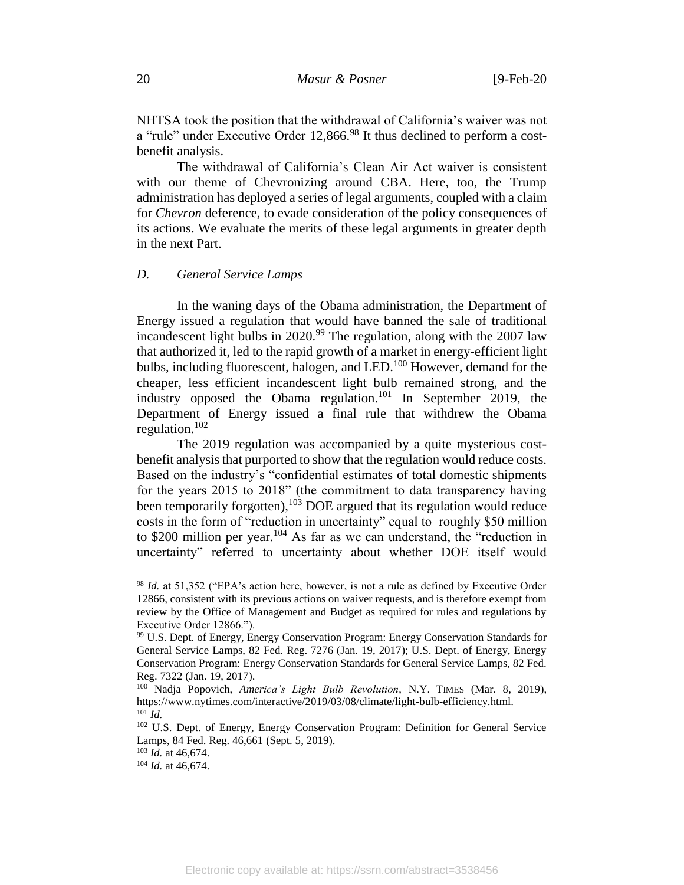NHTSA took the position that the withdrawal of California's waiver was not a "rule" under Executive Order 12,866.[98] It thus declined to perform a cost-benefit analysis.

The withdrawal of California's Clean Air Act waiver is consistent with our theme of Chevronizing around CBA. Here, too, the Trump administration has deployed a series of legal arguments, coupled with a claim for *Chevron* deference, to evade consideration of the policy consequences of its actions. We evaluate the merits of these legal arguments in greater depth in the next Part.

### *D. General Service Lamps*

In the waning days of the Obama administration, the Department of Energy issued a regulation that would have banned the sale of traditional incandescent light bulbs in 2020.[99] The regulation, along with the 2007 law that authorized it, led to the rapid growth of a market in energy-efficient light bulbs, including fluorescent, halogen, and LED.[100] However, demand for the cheaper, less efficient incandescent light bulb remained strong, and the industry opposed the Obama regulation.[101] In September 2019, the Department of Energy issued a final rule that withdrew the Obama regulation.[102]

The 2019 regulation was accompanied by a quite mysterious cost-benefit analysis that purported to show that the regulation would reduce costs. Based on the industry's "confidential estimates of total domestic shipments for the years 2015 to 2018" (the commitment to data transparency having been temporarily forgotten),[103] DOE argued that its regulation would reduce costs in the form of "reduction in uncertainty" equal to roughly \$50 million to \$200 million per year.[104] As far as we can understand, the "reduction in uncertainty" referred to uncertainty about whether DOE itself would

---

[98] *Id.* at 51,352 ("EPA's action here, however, is not a rule as defined by Executive Order 12866, consistent with its previous actions on waiver requests, and is therefore exempt from review by the Office of Management and Budget as required for rules and regulations by Executive Order 12866.").

[99] U.S. Dept. of Energy, Energy Conservation Program: Energy Conservation Standards for General Service Lamps, 82 Fed. Reg. 7276 (Jan. 19, 2017); U.S. Dept. of Energy, Energy Conservation Program: Energy Conservation Standards for General Service Lamps, 82 Fed. Reg. 7322 (Jan. 19, 2017).

[100] Nadja Popovich, *America's Light Bulb Revolution*, N.Y. TIMES (Mar. 8, 2019), https://www.nytimes.com/interactive/2019/03/08/climate/light-bulb-efficiency.html.

[101] *Id.*

[102] U.S. Dept. of Energy, Energy Conservation Program: Definition for General Service Lamps, 84 Fed. Reg. 46,661 (Sept. 5, 2019).

[103] *Id.* at 46,674.

[104] *Id.* at 46,674.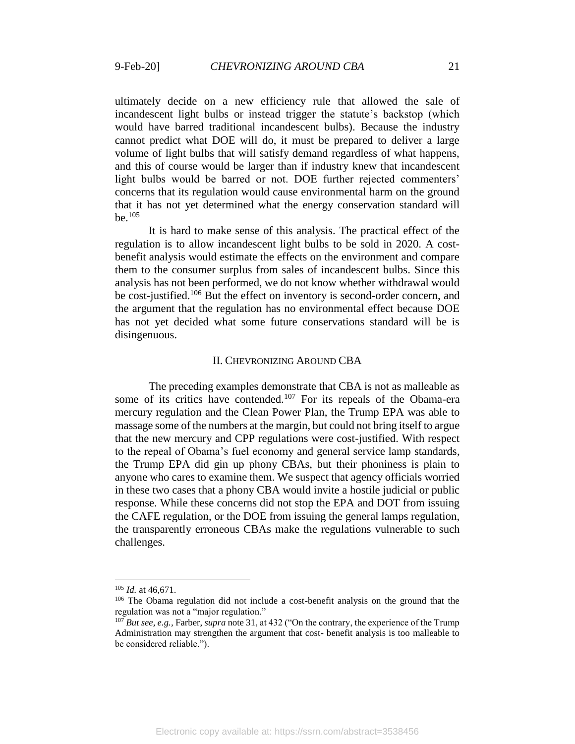ultimately decide on a new efficiency rule that allowed the sale of incandescent light bulbs or instead trigger the statute's backstop (which would have barred traditional incandescent bulbs). Because the industry cannot predict what DOE will do, it must be prepared to deliver a large volume of light bulbs that will satisfy demand regardless of what happens, and this of course would be larger than if industry knew that incandescent light bulbs would be barred or not. DOE further rejected commenters' concerns that its regulation would cause environmental harm on the ground that it has not yet determined what the energy conservation standard will be.[105]

It is hard to make sense of this analysis. The practical effect of the regulation is to allow incandescent light bulbs to be sold in 2020. A cost-benefit analysis would estimate the effects on the environment and compare them to the consumer surplus from sales of incandescent bulbs. Since this analysis has not been performed, we do not know whether withdrawal would be cost-justified.[106] But the effect on inventory is second-order concern, and the argument that the regulation has no environmental effect because DOE has not yet decided what some future conservations standard will be is disingenuous.

## II. Chevronizing Around CBA

The preceding examples demonstrate that CBA is not as malleable as some of its critics have contended.[107] For its repeals of the Obama-era mercury regulation and the Clean Power Plan, the Trump EPA was able to massage some of the numbers at the margin, but could not bring itself to argue that the new mercury and CPP regulations were cost-justified. With respect to the repeal of Obama's fuel economy and general service lamp standards, the Trump EPA did gin up phony CBAs, but their phoniness is plain to anyone who cares to examine them. We suspect that agency officials worried in these two cases that a phony CBA would invite a hostile judicial or public response. While these concerns did not stop the EPA and DOT from issuing the CAFE regulation, or the DOE from issuing the general lamps regulation, the transparently erroneous CBAs make the regulations vulnerable to such challenges.

---

[105] *Id.* at 46,671.

[106] The Obama regulation did not include a cost-benefit analysis on the ground that the regulation was not a "major regulation."

[107] *But see, e.g.*, Farber, *supra* note 31, at 432 ("On the contrary, the experience of the Trump Administration may strengthen the argument that cost- benefit analysis is too malleable to be considered reliable.").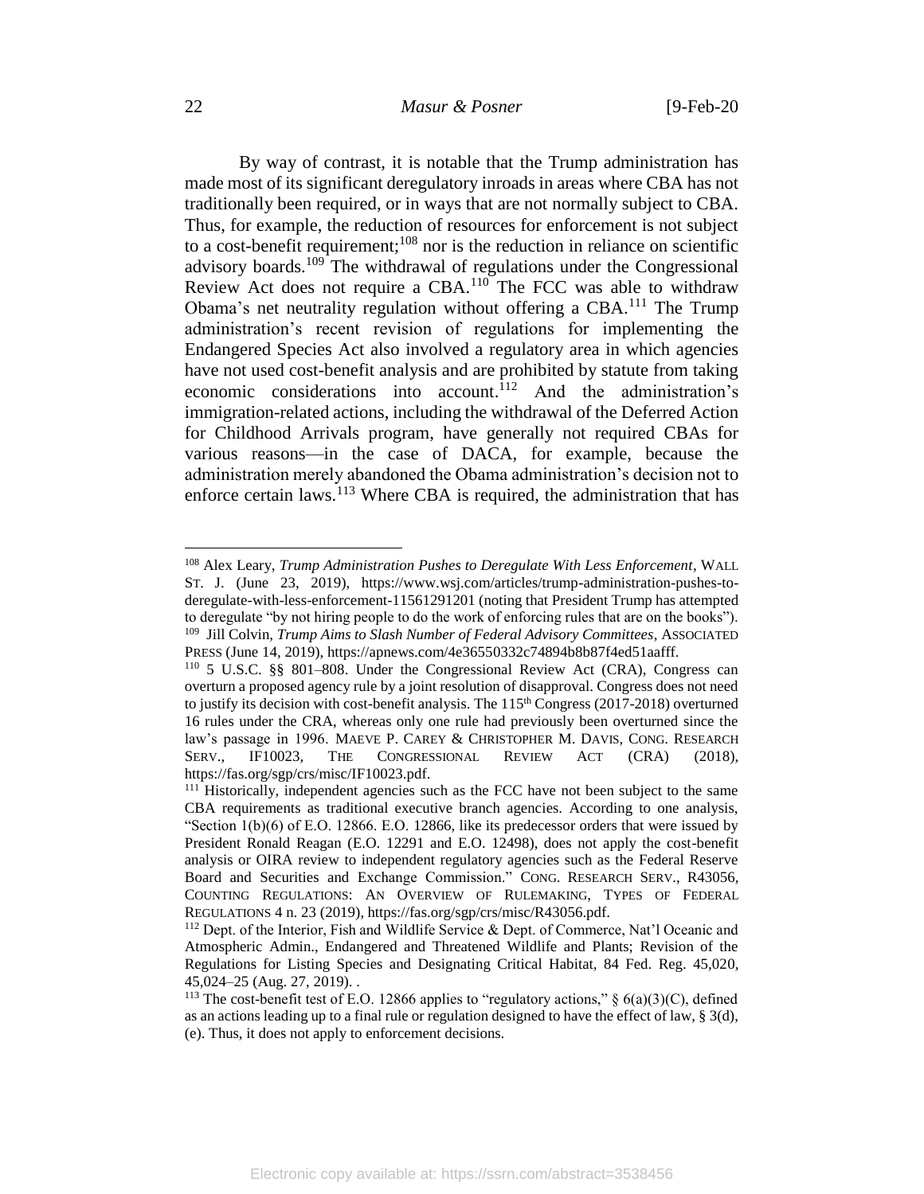By way of contrast, it is notable that the Trump administration has made most of its significant deregulatory inroads in areas where CBA has not traditionally been required, or in ways that are not normally subject to CBA. Thus, for example, the reduction of resources for enforcement is not subject to a cost-benefit requirement;[108] nor is the reduction in reliance on scientific advisory boards.[109] The withdrawal of regulations under the Congressional Review Act does not require a CBA.[110] The FCC was able to withdraw Obama's net neutrality regulation without offering a CBA.[111] The Trump administration's recent revision of regulations for implementing the Endangered Species Act also involved a regulatory area in which agencies have not used cost-benefit analysis and are prohibited by statute from taking economic considerations into account.[112] And the administration's immigration-related actions, including the withdrawal of the Deferred Action for Childhood Arrivals program, have generally not required CBAs for various reasons—in the case of DACA, for example, because the administration merely abandoned the Obama administration's decision not to enforce certain laws.[113] Where CBA is required, the administration that has

---

[108] Alex Leary, *Trump Administration Pushes to Deregulate With Less Enforcement*, WALL ST. J. (June 23, 2019), https://www.wsj.com/articles/trump-administration-pushes-to-deregulate-with-less-enforcement-11561291201 (noting that President Trump has attempted to deregulate "by not hiring people to do the work of enforcing rules that are on the books").

[109] Jill Colvin, *Trump Aims to Slash Number of Federal Advisory Committees*, ASSOCIATED PRESS (June 14, 2019), https://apnews.com/4e36550332c74894b8b87f4ed51aafff.

[110] 5 U.S.C. §§ 801–808. Under the Congressional Review Act (CRA), Congress can overturn a proposed agency rule by a joint resolution of disapproval. Congress does not need to justify its decision with cost-benefit analysis. The 115th Congress (2017-2018) overturned 16 rules under the CRA, whereas only one rule had previously been overturned since the law's passage in 1996. MAEVE P. CAREY & CHRISTOPHER M. DAVIS, CONG. RESEARCH SERV., IF10023, THE CONGRESSIONAL REVIEW ACT (CRA) (2018), https://fas.org/sgp/crs/misc/IF10023.pdf.

[111] Historically, independent agencies such as the FCC have not been subject to the same CBA requirements as traditional executive branch agencies. According to one analysis, "Section 1(b)(6) of E.O. 12866. E.O. 12866, like its predecessor orders that were issued by President Ronald Reagan (E.O. 12291 and E.O. 12498), does not apply the cost-benefit analysis or OIRA review to independent regulatory agencies such as the Federal Reserve Board and Securities and Exchange Commission." CONG. RESEARCH SERV., R43056, COUNTING REGULATIONS: AN OVERVIEW OF RULEMAKING, TYPES OF FEDERAL REGULATIONS 4 n. 23 (2019), https://fas.org/sgp/crs/misc/R43056.pdf.

[112] Dept. of the Interior, Fish and Wildlife Service & Dept. of Commerce, Nat'l Oceanic and Atmospheric Admin., Endangered and Threatened Wildlife and Plants; Revision of the Regulations for Listing Species and Designating Critical Habitat, 84 Fed. Reg. 45,020, 45,024–25 (Aug. 27, 2019). .

[113] The cost-benefit test of E.O. 12866 applies to "regulatory actions," § 6(a)(3)(C), defined as an actions leading up to a final rule or regulation designed to have the effect of law, § 3(d), (e). Thus, it does not apply to enforcement decisions.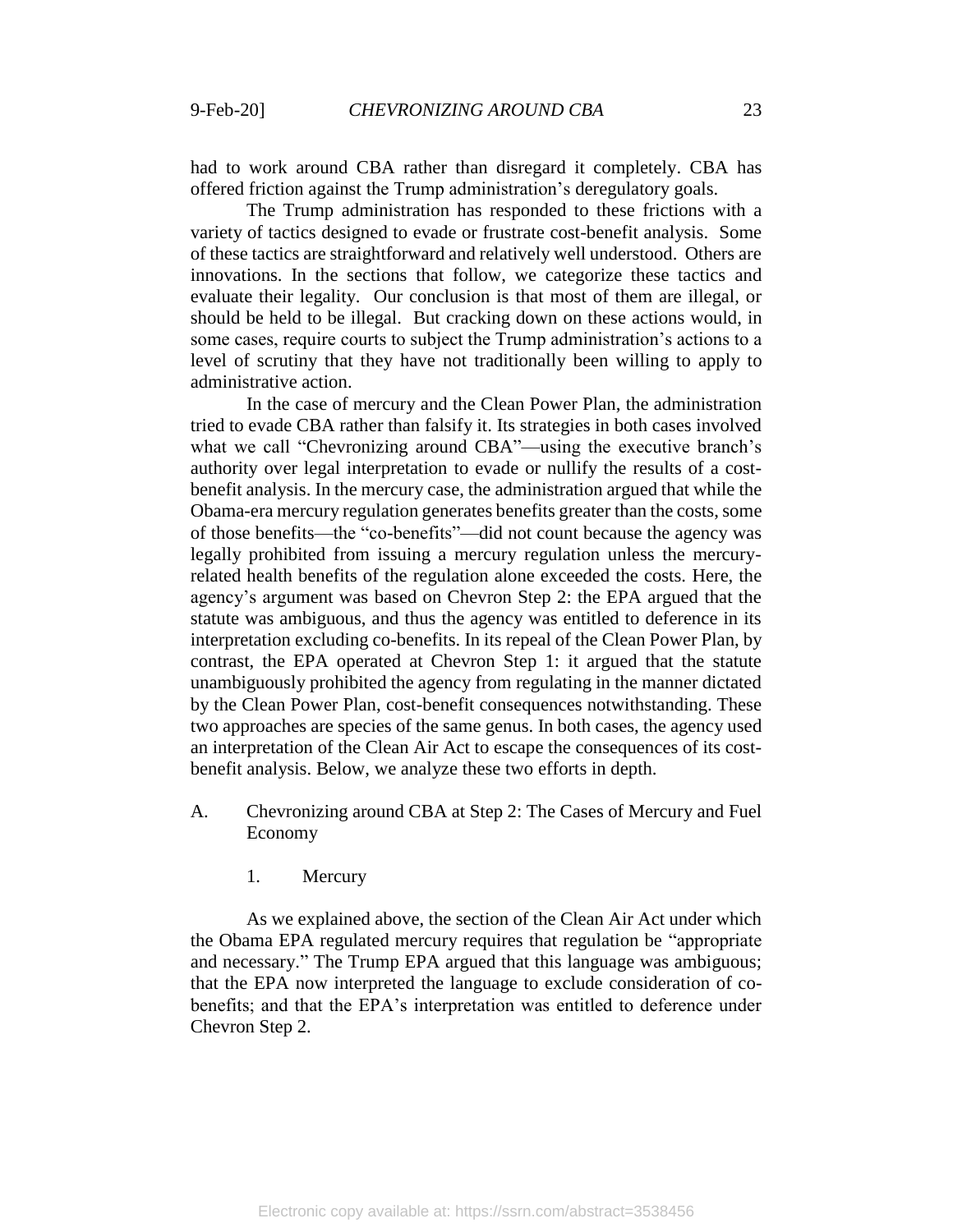had to work around CBA rather than disregard it completely. CBA has offered friction against the Trump administration's deregulatory goals.

The Trump administration has responded to these frictions with a variety of tactics designed to evade or frustrate cost-benefit analysis. Some of these tactics are straightforward and relatively well understood. Others are innovations. In the sections that follow, we categorize these tactics and evaluate their legality. Our conclusion is that most of them are illegal, or should be held to be illegal. But cracking down on these actions would, in some cases, require courts to subject the Trump administration's actions to a level of scrutiny that they have not traditionally been willing to apply to administrative action.

In the case of mercury and the Clean Power Plan, the administration tried to evade CBA rather than falsify it. Its strategies in both cases involved what we call "Chevronizing around CBA"—using the executive branch's authority over legal interpretation to evade or nullify the results of a cost-benefit analysis. In the mercury case, the administration argued that while the Obama-era mercury regulation generates benefits greater than the costs, some of those benefits—the "co-benefits"—did not count because the agency was legally prohibited from issuing a mercury regulation unless the mercury-related health benefits of the regulation alone exceeded the costs. Here, the agency's argument was based on Chevron Step 2: the EPA argued that the statute was ambiguous, and thus the agency was entitled to deference in its interpretation excluding co-benefits. In its repeal of the Clean Power Plan, by contrast, the EPA operated at Chevron Step 1: it argued that the statute unambiguously prohibited the agency from regulating in the manner dictated by the Clean Power Plan, cost-benefit consequences notwithstanding. These two approaches are species of the same genus. In both cases, the agency used an interpretation of the Clean Air Act to escape the consequences of its cost-benefit analysis. Below, we analyze these two efforts in depth.

## A. Chevronizing around CBA at Step 2: The Cases of Mercury and Fuel Economy

### 1. Mercury

As we explained above, the section of the Clean Air Act under which the Obama EPA regulated mercury requires that regulation be "appropriate and necessary." The Trump EPA argued that this language was ambiguous; that the EPA now interpreted the language to exclude consideration of co-benefits; and that the EPA's interpretation was entitled to deference under Chevron Step 2.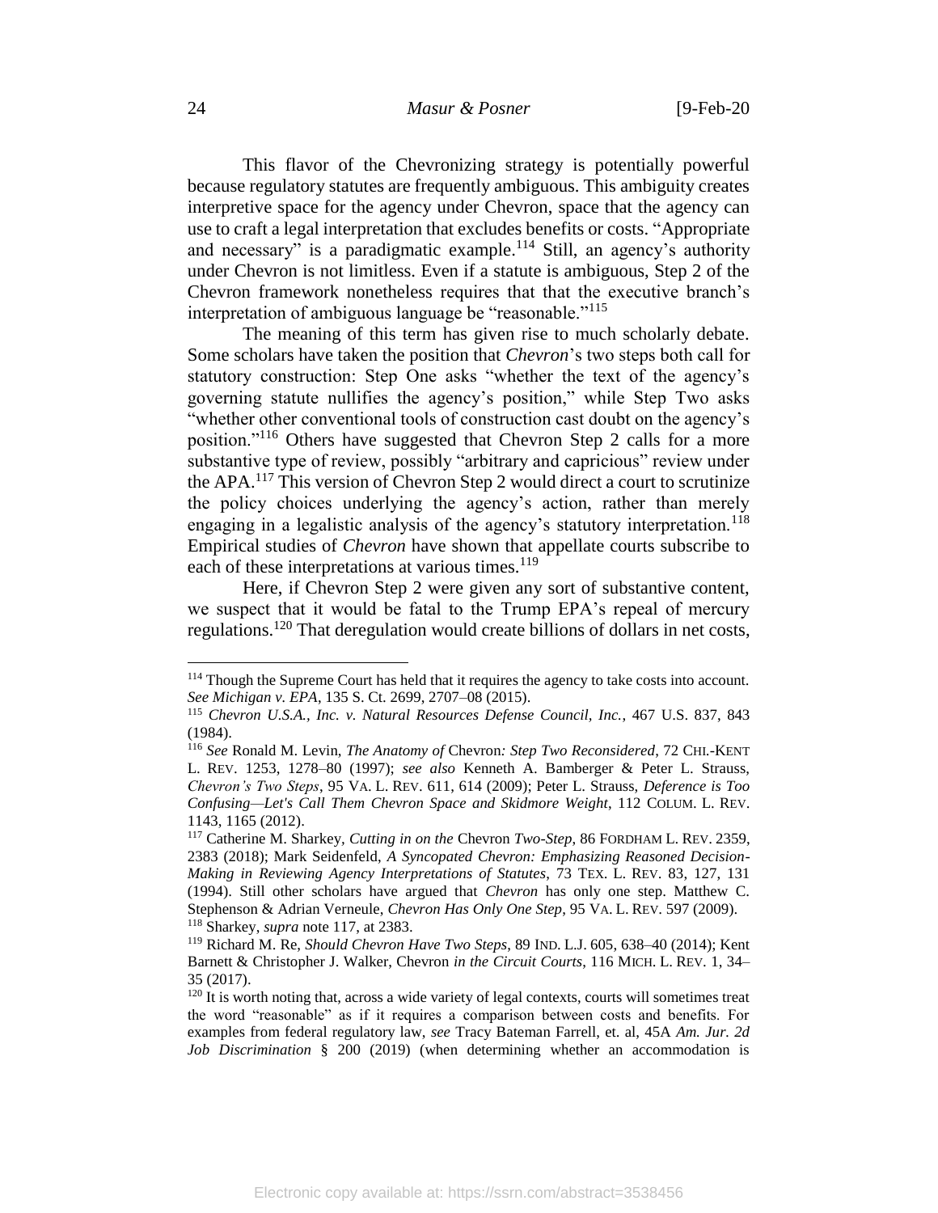This flavor of the Chevronizing strategy is potentially powerful because regulatory statutes are frequently ambiguous. This ambiguity creates interpretive space for the agency under Chevron, space that the agency can use to craft a legal interpretation that excludes benefits or costs. "Appropriate and necessary" is a paradigmatic example.[114] Still, an agency's authority under Chevron is not limitless. Even if a statute is ambiguous, Step 2 of the Chevron framework nonetheless requires that that the executive branch's interpretation of ambiguous language be "reasonable."[115]

The meaning of this term has given rise to much scholarly debate. Some scholars have taken the position that *Chevron*'s two steps both call for statutory construction: Step One asks "whether the text of the agency's governing statute nullifies the agency's position," while Step Two asks "whether other conventional tools of construction cast doubt on the agency's position."[116] Others have suggested that Chevron Step 2 calls for a more substantive type of review, possibly "arbitrary and capricious" review under the APA.[117] This version of Chevron Step 2 would direct a court to scrutinize the policy choices underlying the agency's action, rather than merely engaging in a legalistic analysis of the agency's statutory interpretation.[118] Empirical studies of *Chevron* have shown that appellate courts subscribe to each of these interpretations at various times.[119]

Here, if Chevron Step 2 were given any sort of substantive content, we suspect that it would be fatal to the Trump EPA's repeal of mercury regulations.[120] That deregulation would create billions of dollars in net costs,

---

[114] Though the Supreme Court has held that it requires the agency to take costs into account. *See Michigan v. EPA*, 135 S. Ct. 2699, 2707–08 (2015).

[115] *Chevron U.S.A., Inc. v. Natural Resources Defense Council, Inc.*, 467 U.S. 837, 843 (1984).

[116] *See* Ronald M. Levin, *The Anatomy of* Chevron*: Step Two Reconsidered*, 72 CHI.-KENT L. REV. 1253, 1278–80 (1997); *see also* Kenneth A. Bamberger & Peter L. Strauss, *Chevron's Two Steps*, 95 VA. L. REV. 611, 614 (2009); Peter L. Strauss, *Deference is Too Confusing—Let's Call Them Chevron Space and Skidmore Weight*, 112 COLUM. L. REV. 1143, 1165 (2012).

[117] Catherine M. Sharkey, *Cutting in on the* Chevron *Two-Step*, 86 FORDHAM L. REV. 2359, 2383 (2018); Mark Seidenfeld, *A Syncopated Chevron: Emphasizing Reasoned Decision-Making in Reviewing Agency Interpretations of Statutes*, 73 TEX. L. REV. 83, 127, 131 (1994). Still other scholars have argued that *Chevron* has only one step. Matthew C. Stephenson & Adrian Verneule, *Chevron Has Only One Step*, 95 VA. L. REV. 597 (2009).

[118] Sharkey, *supra* note 117, at 2383.

[119] Richard M. Re, *Should Chevron Have Two Steps*, 89 IND. L.J. 605, 638–40 (2014); Kent Barnett & Christopher J. Walker, Chevron *in the Circuit Courts*, 116 MICH. L. REV. 1, 34–35 (2017).

[120] It is worth noting that, across a wide variety of legal contexts, courts will sometimes treat the word "reasonable" as if it requires a comparison between costs and benefits. For examples from federal regulatory law, *see* Tracy Bateman Farrell, et. al, 45A *Am. Jur. 2d Job Discrimination* § 200 (2019) (when determining whether an accommodation is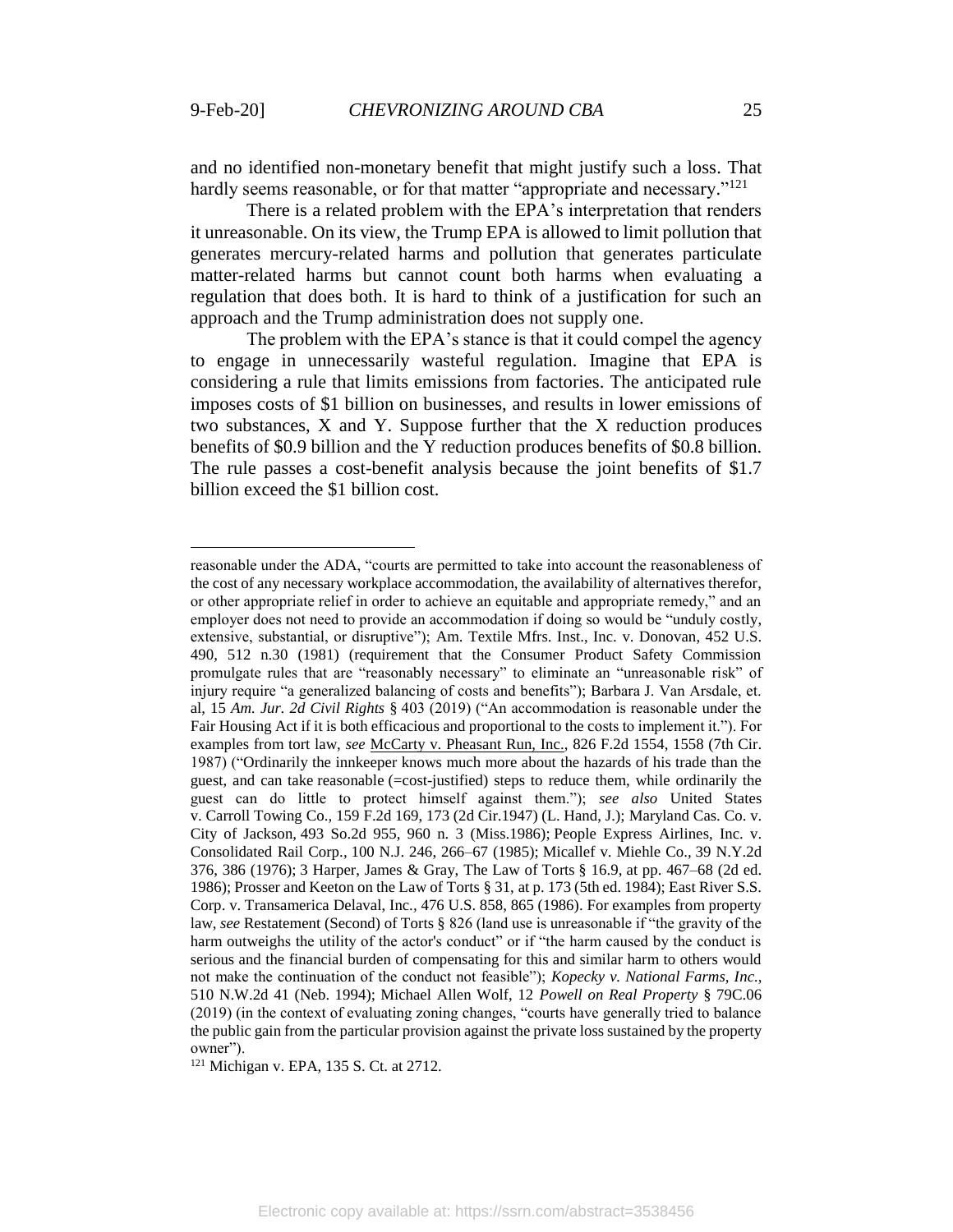and no identified non-monetary benefit that might justify such a loss. That hardly seems reasonable, or for that matter "appropriate and necessary."[121]

There is a related problem with the EPA's interpretation that renders it unreasonable. On its view, the Trump EPA is allowed to limit pollution that generates mercury-related harms and pollution that generates particulate matter-related harms but cannot count both harms when evaluating a regulation that does both. It is hard to think of a justification for such an approach and the Trump administration does not supply one.

The problem with the EPA's stance is that it could compel the agency to engage in unnecessarily wasteful regulation. Imagine that EPA is considering a rule that limits emissions from factories. The anticipated rule imposes costs of $1 billion on businesses, and results in lower emissions of two substances, X and Y. Suppose further that the X reduction produces benefits of $0.9 billion and the Y reduction produces benefits of $0.8 billion. The rule passes a cost-benefit analysis because the joint benefits of $1.7 billion exceed the $1 billion cost.

---

reasonable under the ADA, "courts are permitted to take into account the reasonableness of the cost of any necessary workplace accommodation, the availability of alternatives therefor, or other appropriate relief in order to achieve an equitable and appropriate remedy," and an employer does not need to provide an accommodation if doing so would be "unduly costly, extensive, substantial, or disruptive"); Am. Textile Mfrs. Inst., Inc. v. Donovan, 452 U.S. 490, 512 n.30 (1981) (requirement that the Consumer Product Safety Commission promulgate rules that are "reasonably necessary" to eliminate an "unreasonable risk" of injury require "a generalized balancing of costs and benefits"); Barbara J. Van Arsdale, et. al, 15 *Am. Jur. 2d Civil Rights* § 403 (2019) ("An accommodation is reasonable under the Fair Housing Act if it is both efficacious and proportional to the costs to implement it."). For examples from tort law, *see* McCarty v. Pheasant Run, Inc., 826 F.2d 1554, 1558 (7th Cir. 1987) ("Ordinarily the innkeeper knows much more about the hazards of his trade than the guest, and can take reasonable (=cost-justified) steps to reduce them, while ordinarily the guest can do little to protect himself against them."); *see also* United States v. Carroll Towing Co., 159 F.2d 169, 173 (2d Cir.1947) (L. Hand, J.); Maryland Cas. Co. v. City of Jackson, 493 So.2d 955, 960 n. 3 (Miss.1986); People Express Airlines, Inc. v. Consolidated Rail Corp., 100 N.J. 246, 266–67 (1985); Micallef v. Miehle Co., 39 N.Y.2d 376, 386 (1976); 3 Harper, James & Gray, The Law of Torts § 16.9, at pp. 467–68 (2d ed. 1986); Prosser and Keeton on the Law of Torts § 31, at p. 173 (5th ed. 1984); East River S.S. Corp. v. Transamerica Delaval, Inc., 476 U.S. 858, 865 (1986). For examples from property law, *see* Restatement (Second) of Torts § 826 (land use is unreasonable if "the gravity of the harm outweighs the utility of the actor's conduct" or if "the harm caused by the conduct is serious and the financial burden of compensating for this and similar harm to others would not make the continuation of the conduct not feasible"); *Kopecky v. National Farms, Inc.*, 510 N.W.2d 41 (Neb. 1994); Michael Allen Wolf, 12 *Powell on Real Property* § 79C.06 (2019) (in the context of evaluating zoning changes, "courts have generally tried to balance the public gain from the particular provision against the private loss sustained by the property owner").

[121] Michigan v. EPA, 135 S. Ct. at 2712.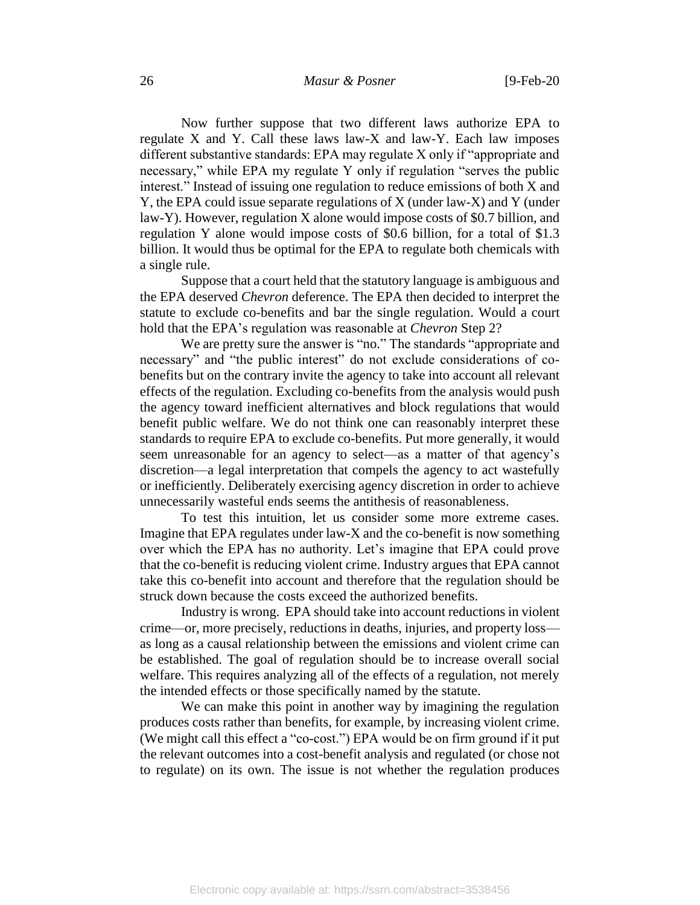Now further suppose that two different laws authorize EPA to regulate X and Y. Call these laws law-X and law-Y. Each law imposes different substantive standards: EPA may regulate X only if "appropriate and necessary," while EPA my regulate Y only if regulation "serves the public interest." Instead of issuing one regulation to reduce emissions of both X and Y, the EPA could issue separate regulations of X (under law-X) and Y (under law-Y). However, regulation X alone would impose costs of $0.7 billion, and regulation Y alone would impose costs of $0.6 billion, for a total of $1.3 billion. It would thus be optimal for the EPA to regulate both chemicals with a single rule.

Suppose that a court held that the statutory language is ambiguous and the EPA deserved *Chevron* deference. The EPA then decided to interpret the statute to exclude co-benefits and bar the single regulation. Would a court hold that the EPA's regulation was reasonable at *Chevron* Step 2?

We are pretty sure the answer is "no." The standards "appropriate and necessary" and "the public interest" do not exclude considerations of co-benefits but on the contrary invite the agency to take into account all relevant effects of the regulation. Excluding co-benefits from the analysis would push the agency toward inefficient alternatives and block regulations that would benefit public welfare. We do not think one can reasonably interpret these standards to require EPA to exclude co-benefits. Put more generally, it would seem unreasonable for an agency to select—as a matter of that agency's discretion—a legal interpretation that compels the agency to act wastefully or inefficiently. Deliberately exercising agency discretion in order to achieve unnecessarily wasteful ends seems the antithesis of reasonableness.

To test this intuition, let us consider some more extreme cases. Imagine that EPA regulates under law-X and the co-benefit is now something over which the EPA has no authority. Let's imagine that EPA could prove that the co-benefit is reducing violent crime. Industry argues that EPA cannot take this co-benefit into account and therefore that the regulation should be struck down because the costs exceed the authorized benefits.

Industry is wrong. EPA should take into account reductions in violent crime—or, more precisely, reductions in deaths, injuries, and property loss—as long as a causal relationship between the emissions and violent crime can be established. The goal of regulation should be to increase overall social welfare. This requires analyzing all of the effects of a regulation, not merely the intended effects or those specifically named by the statute.

We can make this point in another way by imagining the regulation produces costs rather than benefits, for example, by increasing violent crime. (We might call this effect a "co-cost.") EPA would be on firm ground if it put the relevant outcomes into a cost-benefit analysis and regulated (or chose not to regulate) on its own. The issue is not whether the regulation produces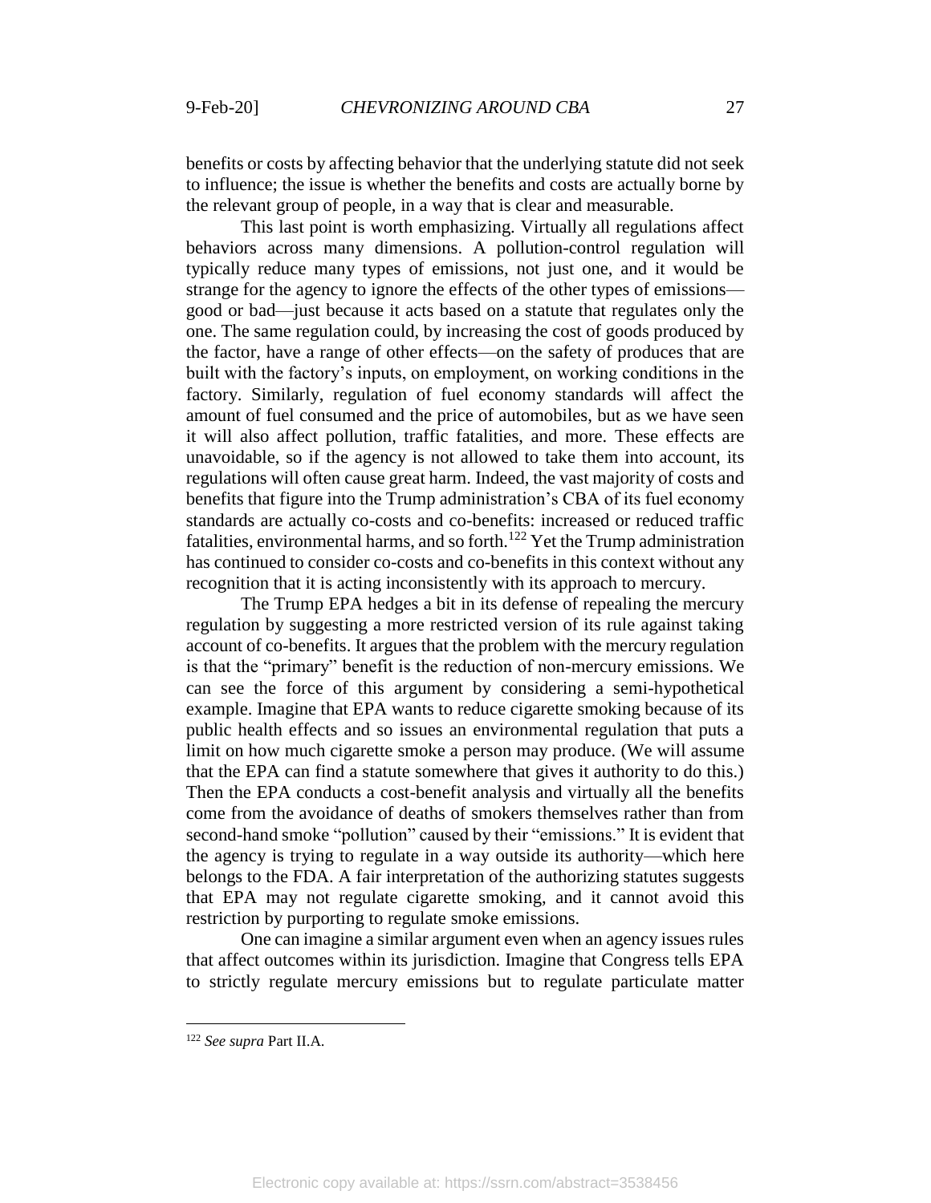benefits or costs by affecting behavior that the underlying statute did not seek to influence; the issue is whether the benefits and costs are actually borne by the relevant group of people, in a way that is clear and measurable.

This last point is worth emphasizing. Virtually all regulations affect behaviors across many dimensions. A pollution-control regulation will typically reduce many types of emissions, not just one, and it would be strange for the agency to ignore the effects of the other types of emissions—good or bad—just because it acts based on a statute that regulates only the one. The same regulation could, by increasing the cost of goods produced by the factor, have a range of other effects—on the safety of produces that are built with the factory's inputs, on employment, on working conditions in the factory. Similarly, regulation of fuel economy standards will affect the amount of fuel consumed and the price of automobiles, but as we have seen it will also affect pollution, traffic fatalities, and more. These effects are unavoidable, so if the agency is not allowed to take them into account, its regulations will often cause great harm. Indeed, the vast majority of costs and benefits that figure into the Trump administration's CBA of its fuel economy standards are actually co-costs and co-benefits: increased or reduced traffic fatalities, environmental harms, and so forth.[122] Yet the Trump administration has continued to consider co-costs and co-benefits in this context without any recognition that it is acting inconsistently with its approach to mercury.

The Trump EPA hedges a bit in its defense of repealing the mercury regulation by suggesting a more restricted version of its rule against taking account of co-benefits. It argues that the problem with the mercury regulation is that the "primary" benefit is the reduction of non-mercury emissions. We can see the force of this argument by considering a semi-hypothetical example. Imagine that EPA wants to reduce cigarette smoking because of its public health effects and so issues an environmental regulation that puts a limit on how much cigarette smoke a person may produce. (We will assume that the EPA can find a statute somewhere that gives it authority to do this.) Then the EPA conducts a cost-benefit analysis and virtually all the benefits come from the avoidance of deaths of smokers themselves rather than from second-hand smoke "pollution" caused by their "emissions." It is evident that the agency is trying to regulate in a way outside its authority—which here belongs to the FDA. A fair interpretation of the authorizing statutes suggests that EPA may not regulate cigarette smoking, and it cannot avoid this restriction by purporting to regulate smoke emissions.

One can imagine a similar argument even when an agency issues rules that affect outcomes within its jurisdiction. Imagine that Congress tells EPA to strictly regulate mercury emissions but to regulate particulate matter

[122] *See supra* Part II.A.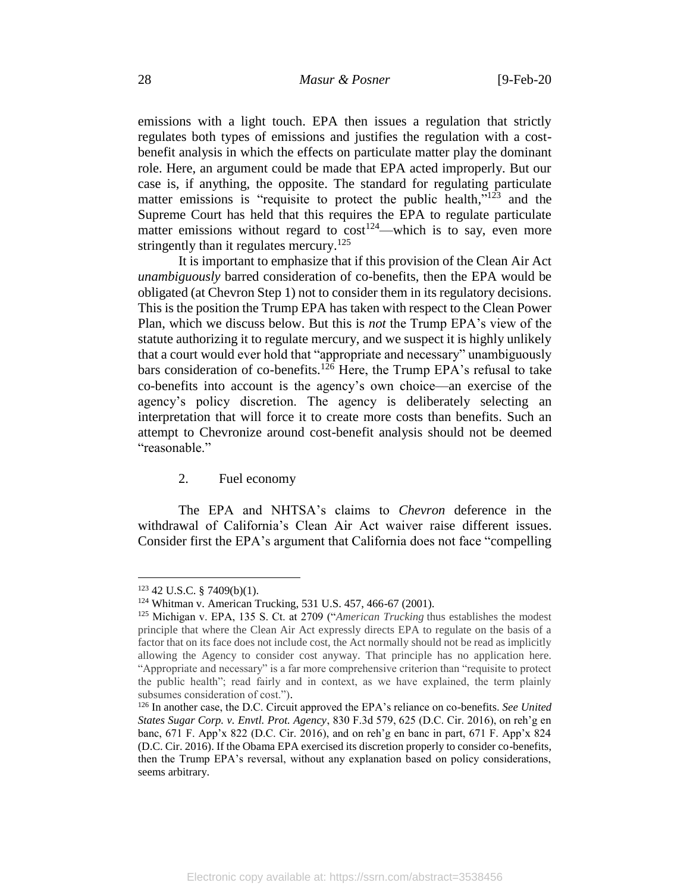emissions with a light touch. EPA then issues a regulation that strictly regulates both types of emissions and justifies the regulation with a cost-benefit analysis in which the effects on particulate matter play the dominant role. Here, an argument could be made that EPA acted improperly. But our case is, if anything, the opposite. The standard for regulating particulate matter emissions is "requisite to protect the public health,"[123] and the Supreme Court has held that this requires the EPA to regulate particulate matter emissions without regard to cost[124]—which is to say, even more stringently than it regulates mercury.[125]

It is important to emphasize that if this provision of the Clean Air Act *unambiguously* barred consideration of co-benefits, then the EPA would be obligated (at Chevron Step 1) not to consider them in its regulatory decisions. This is the position the Trump EPA has taken with respect to the Clean Power Plan, which we discuss below. But this is *not* the Trump EPA's view of the statute authorizing it to regulate mercury, and we suspect it is highly unlikely that a court would ever hold that "appropriate and necessary" unambiguously bars consideration of co-benefits.[126] Here, the Trump EPA's refusal to take co-benefits into account is the agency's own choice—an exercise of the agency's policy discretion. The agency is deliberately selecting an interpretation that will force it to create more costs than benefits. Such an attempt to Chevronize around cost-benefit analysis should not be deemed "reasonable."

### 2. Fuel economy

The EPA and NHTSA's claims to *Chevron* deference in the withdrawal of California's Clean Air Act waiver raise different issues. Consider first the EPA's argument that California does not face "compelling

---

[123] 42 U.S.C. § 7409(b)(1).

[124] Whitman v. American Trucking, 531 U.S. 457, 466-67 (2001).

[125] Michigan v. EPA, 135 S. Ct. at 2709 ("*American Trucking* thus establishes the modest principle that where the Clean Air Act expressly directs EPA to regulate on the basis of a factor that on its face does not include cost, the Act normally should not be read as implicitly allowing the Agency to consider cost anyway. That principle has no application here. "Appropriate and necessary" is a far more comprehensive criterion than "requisite to protect the public health"; read fairly and in context, as we have explained, the term plainly subsumes consideration of cost.").

[126] In another case, the D.C. Circuit approved the EPA's reliance on co-benefits. *See United States Sugar Corp. v. Envtl. Prot. Agency*, 830 F.3d 579, 625 (D.C. Cir. 2016), on reh'g en banc, 671 F. App'x 822 (D.C. Cir. 2016), and on reh'g en banc in part, 671 F. App'x 824 (D.C. Cir. 2016). If the Obama EPA exercised its discretion properly to consider co-benefits, then the Trump EPA's reversal, without any explanation based on policy considerations, seems arbitrary.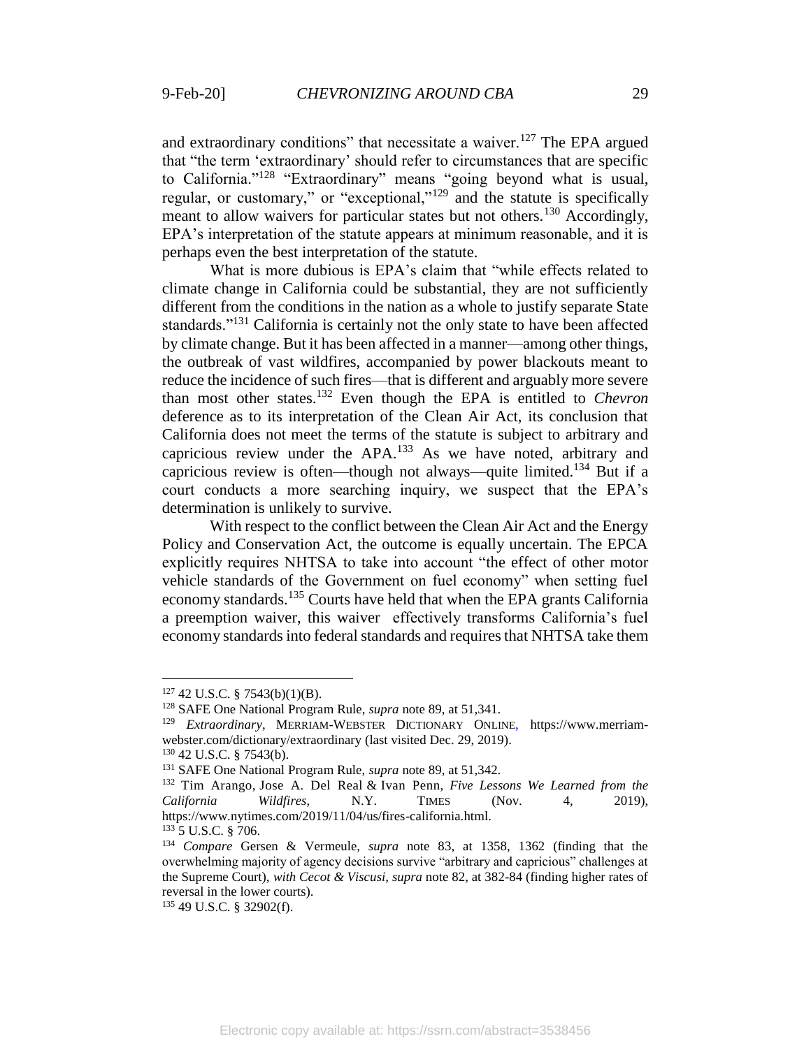and extraordinary conditions" that necessitate a waiver.[127] The EPA argued that "the term 'extraordinary' should refer to circumstances that are specific to California."[128] "Extraordinary" means "going beyond what is usual, regular, or customary," or "exceptional,"[129] and the statute is specifically meant to allow waivers for particular states but not others.[130] Accordingly, EPA's interpretation of the statute appears at minimum reasonable, and it is perhaps even the best interpretation of the statute.

What is more dubious is EPA's claim that "while effects related to climate change in California could be substantial, they are not sufficiently different from the conditions in the nation as a whole to justify separate State standards."[131] California is certainly not the only state to have been affected by climate change. But it has been affected in a manner—among other things, the outbreak of vast wildfires, accompanied by power blackouts meant to reduce the incidence of such fires—that is different and arguably more severe than most other states.[132] Even though the EPA is entitled to *Chevron* deference as to its interpretation of the Clean Air Act, its conclusion that California does not meet the terms of the statute is subject to arbitrary and capricious review under the APA.[133] As we have noted, arbitrary and capricious review is often—though not always—quite limited.[134] But if a court conducts a more searching inquiry, we suspect that the EPA's determination is unlikely to survive.

With respect to the conflict between the Clean Air Act and the Energy Policy and Conservation Act, the outcome is equally uncertain. The EPCA explicitly requires NHTSA to take into account "the effect of other motor vehicle standards of the Government on fuel economy" when setting fuel economy standards.[135] Courts have held that when the EPA grants California a preemption waiver, this waiver effectively transforms California's fuel economy standards into federal standards and requires that NHTSA take them

---

[127] 42 U.S.C. § 7543(b)(1)(B).

[128] SAFE One National Program Rule, *supra* note 89, at 51,341.

[129] *Extraordinary*, MERRIAM-WEBSTER DICTIONARY ONLINE, https://www.merriam-webster.com/dictionary/extraordinary (last visited Dec. 29, 2019).

[130] 42 U.S.C. § 7543(b).

[131] SAFE One National Program Rule, *supra* note 89, at 51,342.

[132] Tim Arango, Jose A. Del Real & Ivan Penn, *Five Lessons We Learned from the California Wildfires*, N.Y. TIMES (Nov. 4, 2019), https://www.nytimes.com/2019/11/04/us/fires-california.html.

[133] 5 U.S.C. § 706.

[134] *Compare* Gersen & Vermeule, *supra* note 83, at 1358, 1362 (finding that the overwhelming majority of agency decisions survive "arbitrary and capricious" challenges at the Supreme Court), *with Cecot & Viscusi*, *supra* note 82, at 382-84 (finding higher rates of reversal in the lower courts).

[135] 49 U.S.C. § 32902(f).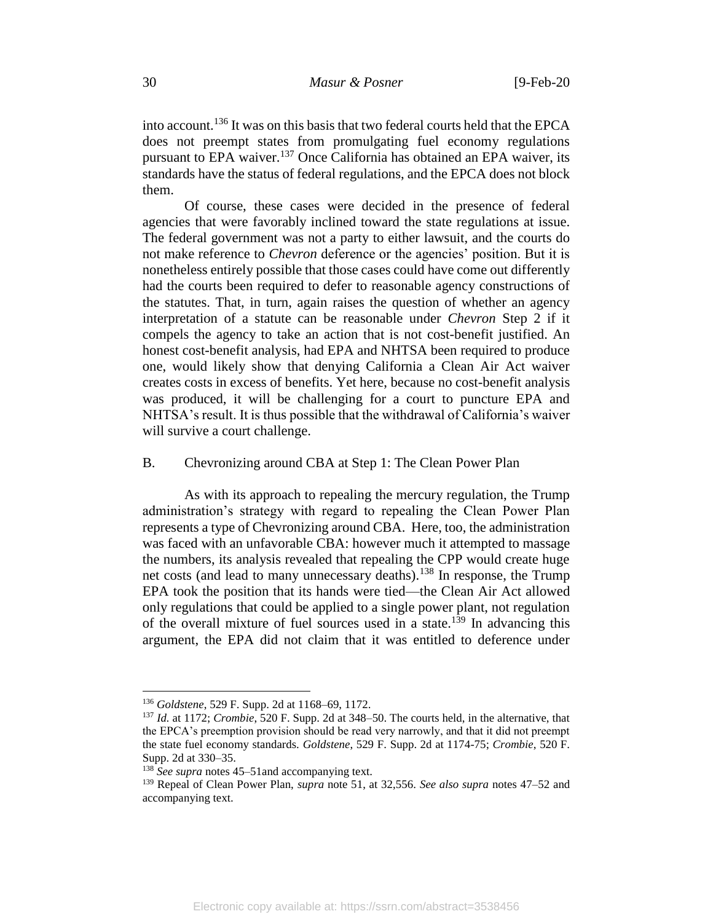into account.[136] It was on this basis that two federal courts held that the EPCA does not preempt states from promulgating fuel economy regulations pursuant to EPA waiver.[137] Once California has obtained an EPA waiver, its standards have the status of federal regulations, and the EPCA does not block them.

Of course, these cases were decided in the presence of federal agencies that were favorably inclined toward the state regulations at issue. The federal government was not a party to either lawsuit, and the courts do not make reference to *Chevron* deference or the agencies' position. But it is nonetheless entirely possible that those cases could have come out differently had the courts been required to defer to reasonable agency constructions of the statutes. That, in turn, again raises the question of whether an agency interpretation of a statute can be reasonable under *Chevron* Step 2 if it compels the agency to take an action that is not cost-benefit justified. An honest cost-benefit analysis, had EPA and NHTSA been required to produce one, would likely show that denying California a Clean Air Act waiver creates costs in excess of benefits. Yet here, because no cost-benefit analysis was produced, it will be challenging for a court to puncture EPA and NHTSA's result. It is thus possible that the withdrawal of California's waiver will survive a court challenge.

## B. Chevronizing around CBA at Step 1: The Clean Power Plan

As with its approach to repealing the mercury regulation, the Trump administration's strategy with regard to repealing the Clean Power Plan represents a type of Chevronizing around CBA. Here, too, the administration was faced with an unfavorable CBA: however much it attempted to massage the numbers, its analysis revealed that repealing the CPP would create huge net costs (and lead to many unnecessary deaths).[138] In response, the Trump EPA took the position that its hands were tied—the Clean Air Act allowed only regulations that could be applied to a single power plant, not regulation of the overall mixture of fuel sources used in a state.[139] In advancing this argument, the EPA did not claim that it was entitled to deference under

---

[136] *Goldstene*, 529 F. Supp. 2d at 1168–69, 1172.

[137] *Id.* at 1172; *Crombie*, 520 F. Supp. 2d at 348–50. The courts held, in the alternative, that the EPCA's preemption provision should be read very narrowly, and that it did not preempt the state fuel economy standards. *Goldstene*, 529 F. Supp. 2d at 1174-75; *Crombie*, 520 F. Supp. 2d at 330–35.

[138] *See supra* notes 45–51and accompanying text.

[139] Repeal of Clean Power Plan, *supra* note 51, at 32,556. *See also supra* notes 47–52 and accompanying text.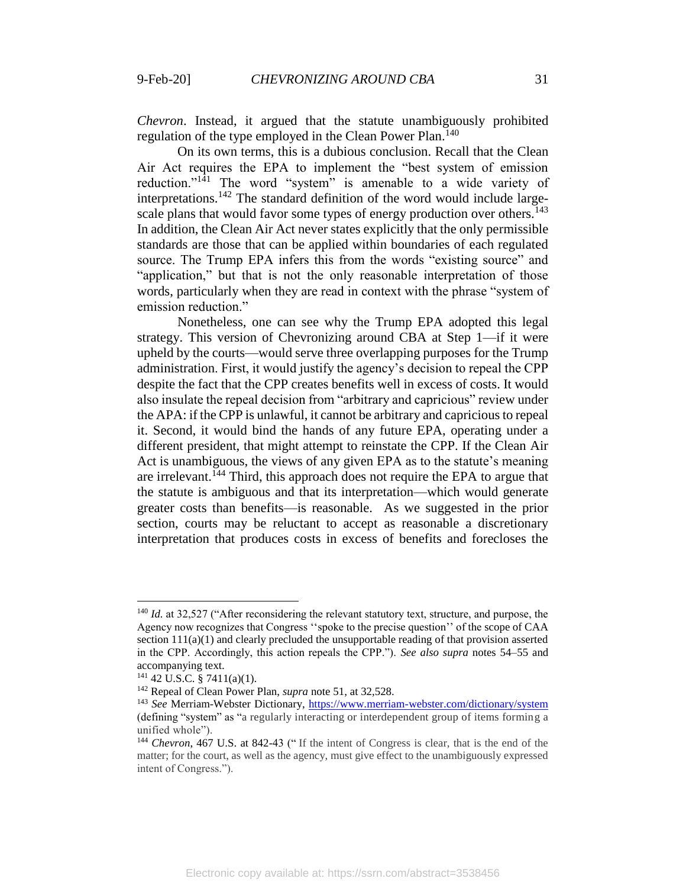*Chevron*. Instead, it argued that the statute unambiguously prohibited regulation of the type employed in the Clean Power Plan.[140]

On its own terms, this is a dubious conclusion. Recall that the Clean Air Act requires the EPA to implement the "best system of emission reduction."[141] The word "system" is amenable to a wide variety of interpretations.[142] The standard definition of the word would include large-scale plans that would favor some types of energy production over others.[143] In addition, the Clean Air Act never states explicitly that the only permissible standards are those that can be applied within boundaries of each regulated source. The Trump EPA infers this from the words "existing source" and "application," but that is not the only reasonable interpretation of those words, particularly when they are read in context with the phrase "system of emission reduction."

Nonetheless, one can see why the Trump EPA adopted this legal strategy. This version of Chevronizing around CBA at Step 1—if it were upheld by the courts—would serve three overlapping purposes for the Trump administration. First, it would justify the agency's decision to repeal the CPP despite the fact that the CPP creates benefits well in excess of costs. It would also insulate the repeal decision from "arbitrary and capricious" review under the APA: if the CPP is unlawful, it cannot be arbitrary and capricious to repeal it. Second, it would bind the hands of any future EPA, operating under a different president, that might attempt to reinstate the CPP. If the Clean Air Act is unambiguous, the views of any given EPA as to the statute's meaning are irrelevant.[144] Third, this approach does not require the EPA to argue that the statute is ambiguous and that its interpretation—which would generate greater costs than benefits—is reasonable. As we suggested in the prior section, courts may be reluctant to accept as reasonable a discretionary interpretation that produces costs in excess of benefits and forecloses the

---

[140] *Id.* at 32,527 ("After reconsidering the relevant statutory text, structure, and purpose, the Agency now recognizes that Congress ''spoke to the precise question'' of the scope of CAA section 111(a)(1) and clearly precluded the unsupportable reading of that provision asserted in the CPP. Accordingly, this action repeals the CPP."). *See also supra* notes 54–55 and accompanying text.

[141] 42 U.S.C. § 7411(a)(1).

[142] Repeal of Clean Power Plan, *supra* note 51, at 32,528.

[143] *See* Merriam-Webster Dictionary, https://www.merriam-webster.com/dictionary/system (defining "system" as "a regularly interacting or interdependent group of items forming a unified whole").

[144] *Chevron*, 467 U.S. at 842-43 ("If the intent of Congress is clear, that is the end of the matter; for the court, as well as the agency, must give effect to the unambiguously expressed intent of Congress.").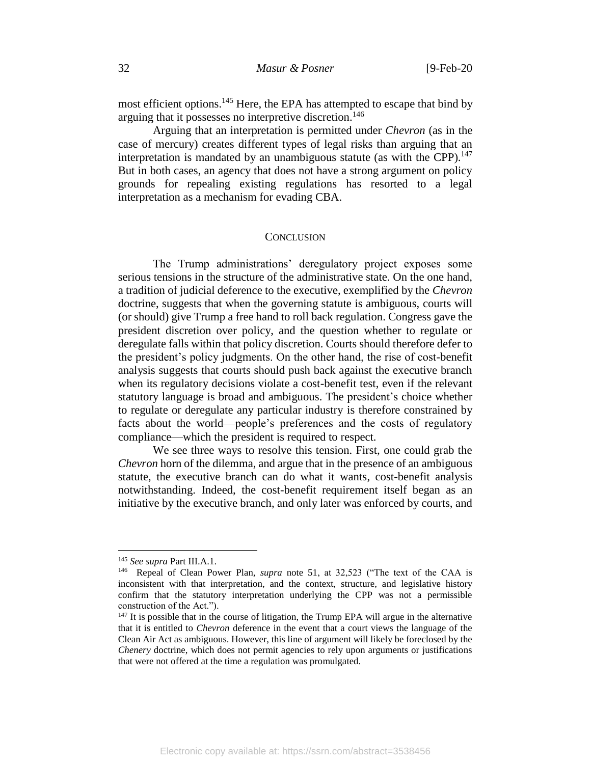most efficient options.[145] Here, the EPA has attempted to escape that bind by arguing that it possesses no interpretive discretion.[146]

Arguing that an interpretation is permitted under *Chevron* (as in the case of mercury) creates different types of legal risks than arguing that an interpretation is mandated by an unambiguous statute (as with the CPP).[147] But in both cases, an agency that does not have a strong argument on policy grounds for repealing existing regulations has resorted to a legal interpretation as a mechanism for evading CBA.

## CONCLUSION

The Trump administrations' deregulatory project exposes some serious tensions in the structure of the administrative state. On the one hand, a tradition of judicial deference to the executive, exemplified by the *Chevron* doctrine, suggests that when the governing statute is ambiguous, courts will (or should) give Trump a free hand to roll back regulation. Congress gave the president discretion over policy, and the question whether to regulate or deregulate falls within that policy discretion. Courts should therefore defer to the president's policy judgments. On the other hand, the rise of cost-benefit analysis suggests that courts should push back against the executive branch when its regulatory decisions violate a cost-benefit test, even if the relevant statutory language is broad and ambiguous. The president's choice whether to regulate or deregulate any particular industry is therefore constrained by facts about the world—people's preferences and the costs of regulatory compliance—which the president is required to respect.

We see three ways to resolve this tension. First, one could grab the *Chevron* horn of the dilemma, and argue that in the presence of an ambiguous statute, the executive branch can do what it wants, cost-benefit analysis notwithstanding. Indeed, the cost-benefit requirement itself began as an initiative by the executive branch, and only later was enforced by courts, and

---

[145] *See supra* Part III.A.1.

[146] Repeal of Clean Power Plan, *supra* note 51, at 32,523 ("The text of the CAA is inconsistent with that interpretation, and the context, structure, and legislative history confirm that the statutory interpretation underlying the CPP was not a permissible construction of the Act.").

[147] It is possible that in the course of litigation, the Trump EPA will argue in the alternative that it is entitled to *Chevron* deference in the event that a court views the language of the Clean Air Act as ambiguous. However, this line of argument will likely be foreclosed by the *Chenery* doctrine, which does not permit agencies to rely upon arguments or justifications that were not offered at the time a regulation was promulgated.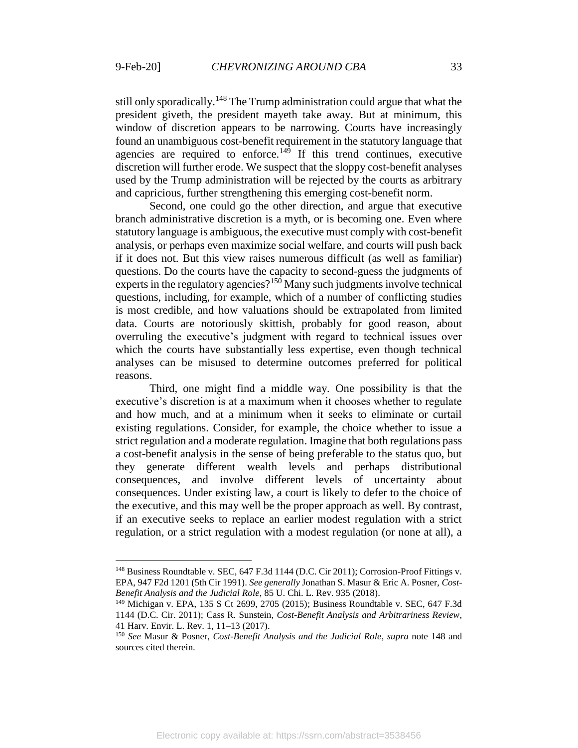still only sporadically.[148] The Trump administration could argue that what the president giveth, the president mayeth take away. But at minimum, this window of discretion appears to be narrowing. Courts have increasingly found an unambiguous cost-benefit requirement in the statutory language that agencies are required to enforce.[149] If this trend continues, executive discretion will further erode. We suspect that the sloppy cost-benefit analyses used by the Trump administration will be rejected by the courts as arbitrary and capricious, further strengthening this emerging cost-benefit norm.

Second, one could go the other direction, and argue that executive branch administrative discretion is a myth, or is becoming one. Even where statutory language is ambiguous, the executive must comply with cost-benefit analysis, or perhaps even maximize social welfare, and courts will push back if it does not. But this view raises numerous difficult (as well as familiar) questions. Do the courts have the capacity to second-guess the judgments of experts in the regulatory agencies?[150] Many such judgments involve technical questions, including, for example, which of a number of conflicting studies is most credible, and how valuations should be extrapolated from limited data. Courts are notoriously skittish, probably for good reason, about overruling the executive's judgment with regard to technical issues over which the courts have substantially less expertise, even though technical analyses can be misused to determine outcomes preferred for political reasons.

Third, one might find a middle way. One possibility is that the executive's discretion is at a maximum when it chooses whether to regulate and how much, and at a minimum when it seeks to eliminate or curtail existing regulations. Consider, for example, the choice whether to issue a strict regulation and a moderate regulation. Imagine that both regulations pass a cost-benefit analysis in the sense of being preferable to the status quo, but they generate different wealth levels and perhaps distributional consequences, and involve different levels of uncertainty about consequences. Under existing law, a court is likely to defer to the choice of the executive, and this may well be the proper approach as well. By contrast, if an executive seeks to replace an earlier modest regulation with a strict regulation, or a strict regulation with a modest regulation (or none at all), a

---

[148] Business Roundtable v. SEC, 647 F.3d 1144 (D.C. Cir 2011); Corrosion-Proof Fittings v. EPA, 947 F2d 1201 (5th Cir 1991). *See generally* Jonathan S. Masur & Eric A. Posner, *Cost-Benefit Analysis and the Judicial Role*, 85 U. Chi. L. Rev. 935 (2018).

[149] Michigan v. EPA, 135 S Ct 2699, 2705 (2015); Business Roundtable v. SEC, 647 F.3d 1144 (D.C. Cir. 2011); Cass R. Sunstein, *Cost-Benefit Analysis and Arbitrariness Review*, 41 Harv. Envir. L. Rev. 1, 11–13 (2017).

[150] *See* Masur & Posner, *Cost-Benefit Analysis and the Judicial Role*, *supra* note 148 and sources cited therein.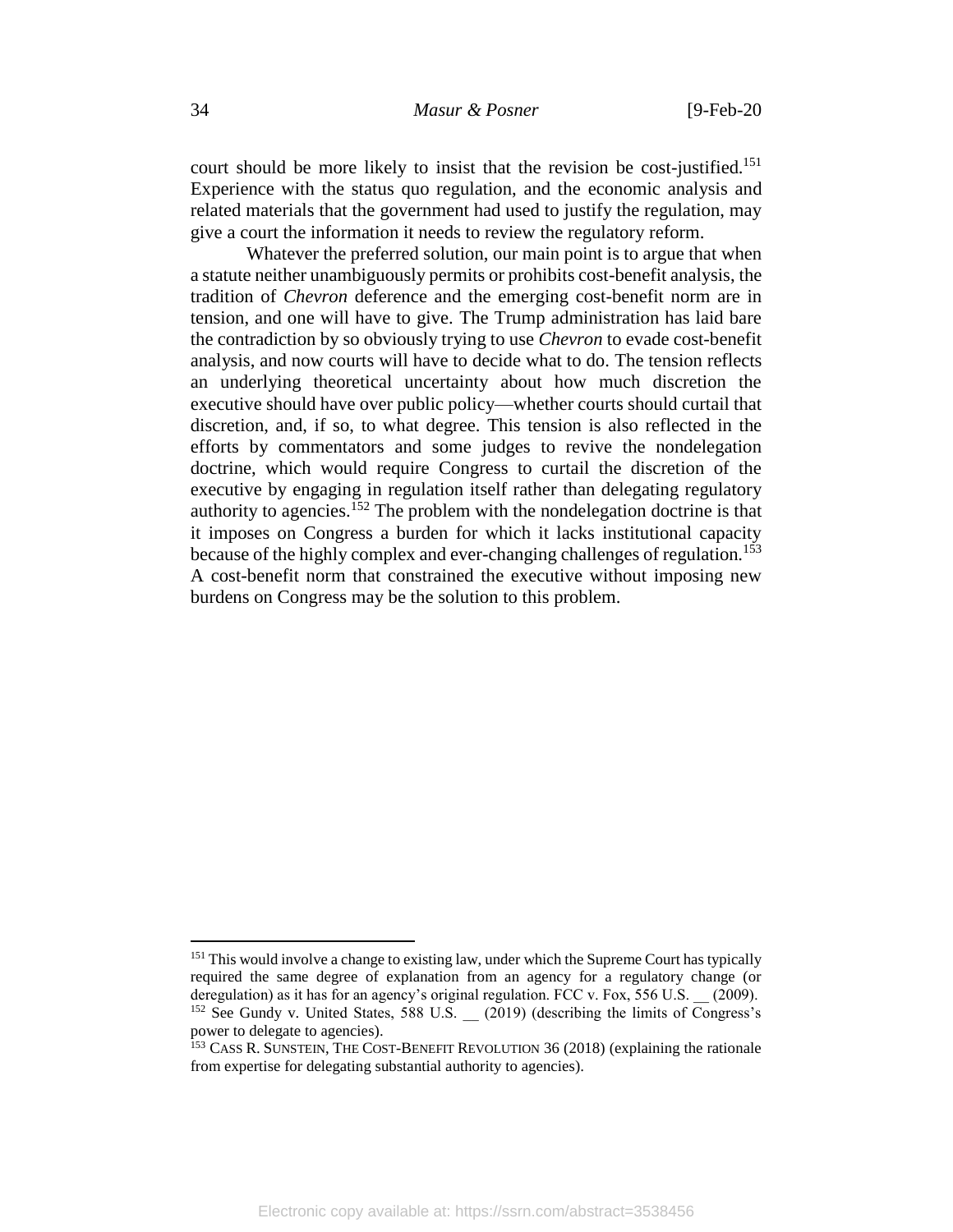court should be more likely to insist that the revision be cost-justified.[151] Experience with the status quo regulation, and the economic analysis and related materials that the government had used to justify the regulation, may give a court the information it needs to review the regulatory reform.

Whatever the preferred solution, our main point is to argue that when a statute neither unambiguously permits or prohibits cost-benefit analysis, the tradition of *Chevron* deference and the emerging cost-benefit norm are in tension, and one will have to give. The Trump administration has laid bare the contradiction by so obviously trying to use *Chevron* to evade cost-benefit analysis, and now courts will have to decide what to do. The tension reflects an underlying theoretical uncertainty about how much discretion the executive should have over public policy—whether courts should curtail that discretion, and, if so, to what degree. This tension is also reflected in the efforts by commentators and some judges to revive the nondelegation doctrine, which would require Congress to curtail the discretion of the executive by engaging in regulation itself rather than delegating regulatory authority to agencies.[152] The problem with the nondelegation doctrine is that it imposes on Congress a burden for which it lacks institutional capacity because of the highly complex and ever-changing challenges of regulation.[153] A cost-benefit norm that constrained the executive without imposing new burdens on Congress may be the solution to this problem.

---

[151] This would involve a change to existing law, under which the Supreme Court has typically required the same degree of explanation from an agency for a regulatory change (or deregulation) as it has for an agency's original regulation. FCC v. Fox, 556 U.S. __ (2009).

[152] See Gundy v. United States, 588 U.S. __ (2019) (describing the limits of Congress's power to delegate to agencies).

[153] CASS R. SUNSTEIN, THE COST-BENEFIT REVOLUTION 36 (2018) (explaining the rationale from expertise for delegating substantial authority to agencies).